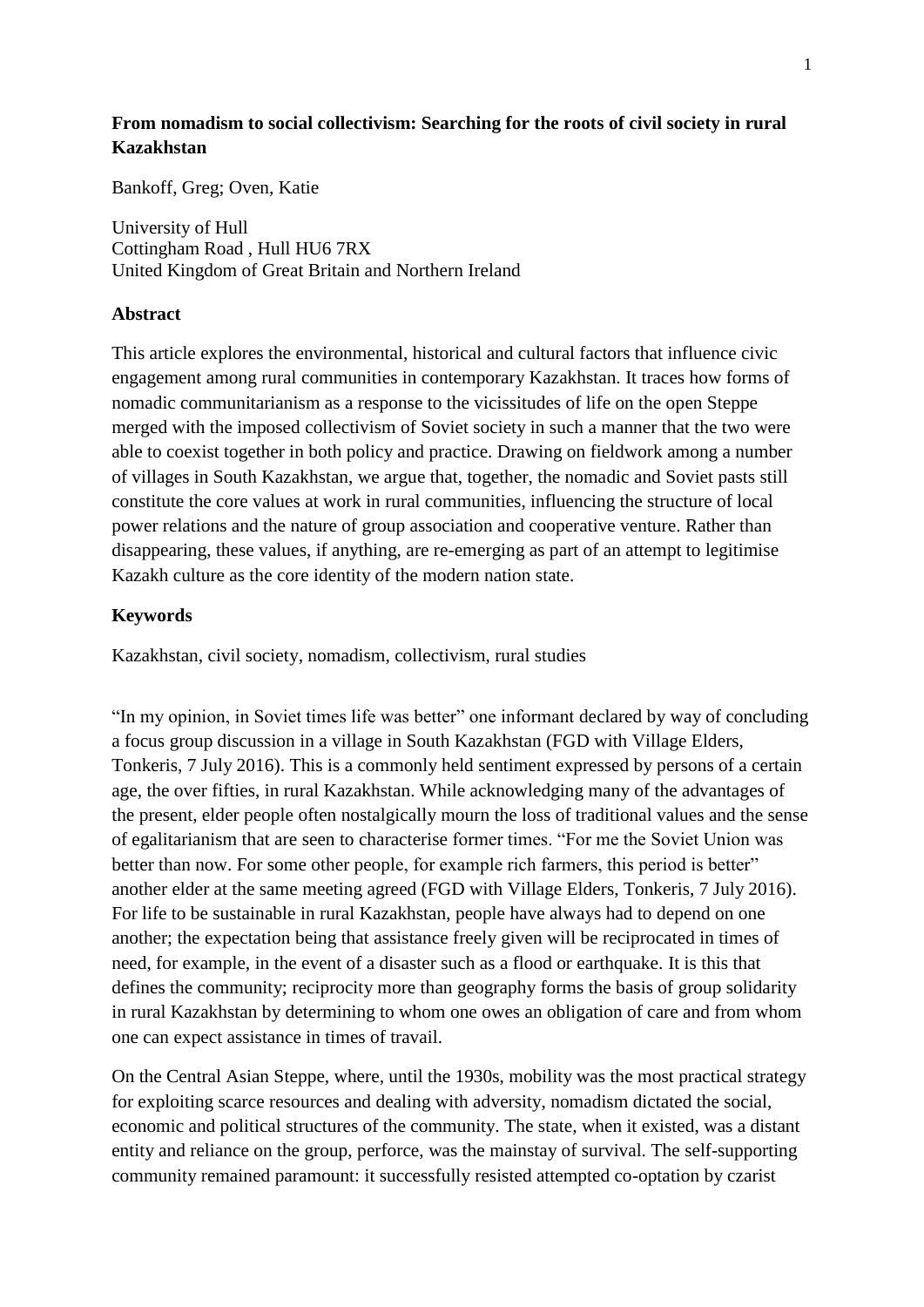**From nomadism to social collectivism: Searching for the roots of civil society in rural Kazakhstan**

Bankoff, Greg; Oven, Katie

University of Hull
Cottingham Road , Hull HU6 7RX
United Kingdom of Great Britain and Northern Ireland

**Abstract**

This article explores the environmental, historical and cultural factors that influence civic engagement among rural communities in contemporary Kazakhstan. It traces how forms of nomadic communitarianism as a response to the vicissitudes of life on the open Steppe merged with the imposed collectivism of Soviet society in such a manner that the two were able to coexist together in both policy and practice. Drawing on fieldwork among a number of villages in South Kazakhstan, we argue that, together, the nomadic and Soviet pasts still constitute the core values at work in rural communities, influencing the structure of local power relations and the nature of group association and cooperative venture. Rather than disappearing, these values, if anything, are re-emerging as part of an attempt to legitimise Kazakh culture as the core identity of the modern nation state.

**Keywords**

Kazakhstan, civil society, nomadism, collectivism, rural studies

"In my opinion, in Soviet times life was better" one informant declared by way of concluding a focus group discussion in a village in South Kazakhstan (FGD with Village Elders, Tonkeris, 7 July 2016). This is a commonly held sentiment expressed by persons of a certain age, the over fifties, in rural Kazakhstan. While acknowledging many of the advantages of the present, elder people often nostalgically mourn the loss of traditional values and the sense of egalitarianism that are seen to characterise former times. "For me the Soviet Union was better than now. For some other people, for example rich farmers, this period is better" another elder at the same meeting agreed (FGD with Village Elders, Tonkeris, 7 July 2016). For life to be sustainable in rural Kazakhstan, people have always had to depend on one another; the expectation being that assistance freely given will be reciprocated in times of need, for example, in the event of a disaster such as a flood or earthquake. It is this that defines the community; reciprocity more than geography forms the basis of group solidarity in rural Kazakhstan by determining to whom one owes an obligation of care and from whom one can expect assistance in times of travail.

On the Central Asian Steppe, where, until the 1930s, mobility was the most practical strategy for exploiting scarce resources and dealing with adversity, nomadism dictated the social, economic and political structures of the community. The state, when it existed, was a distant entity and reliance on the group, perforce, was the mainstay of survival. The self-supporting community remained paramount: it successfully resisted attempted co-optation by czarist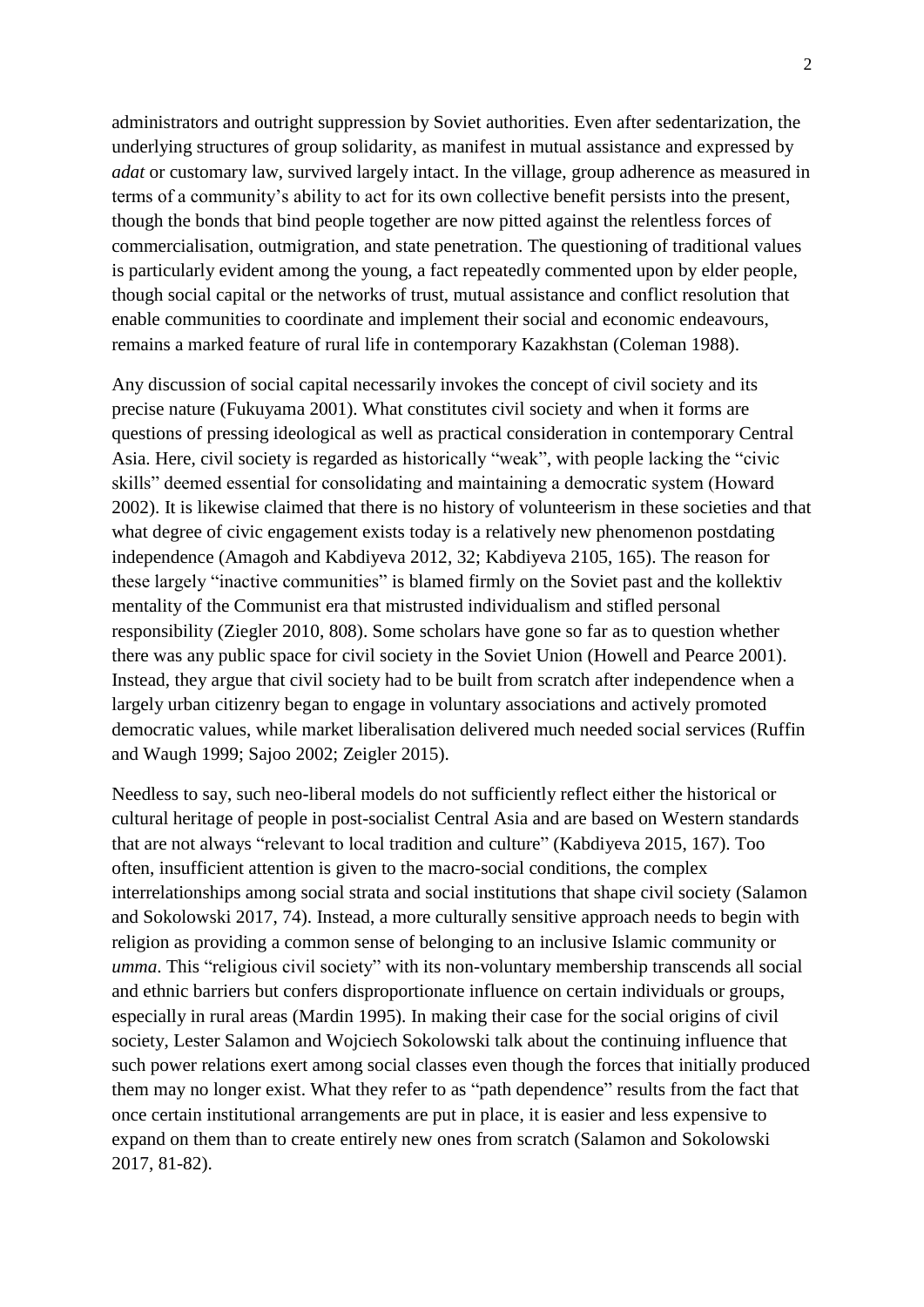administrators and outright suppression by Soviet authorities. Even after sedentarization, the underlying structures of group solidarity, as manifest in mutual assistance and expressed by *adat* or customary law, survived largely intact. In the village, group adherence as measured in terms of a community's ability to act for its own collective benefit persists into the present, though the bonds that bind people together are now pitted against the relentless forces of commercialisation, outmigration, and state penetration. The questioning of traditional values is particularly evident among the young, a fact repeatedly commented upon by elder people, though social capital or the networks of trust, mutual assistance and conflict resolution that enable communities to coordinate and implement their social and economic endeavours, remains a marked feature of rural life in contemporary Kazakhstan (Coleman 1988).

Any discussion of social capital necessarily invokes the concept of civil society and its precise nature (Fukuyama 2001). What constitutes civil society and when it forms are questions of pressing ideological as well as practical consideration in contemporary Central Asia. Here, civil society is regarded as historically "weak", with people lacking the "civic skills" deemed essential for consolidating and maintaining a democratic system (Howard 2002). It is likewise claimed that there is no history of volunteerism in these societies and that what degree of civic engagement exists today is a relatively new phenomenon postdating independence (Amagoh and Kabdiyeva 2012, 32; Kabdiyeva 2105, 165). The reason for these largely "inactive communities" is blamed firmly on the Soviet past and the kollektiv mentality of the Communist era that mistrusted individualism and stifled personal responsibility (Ziegler 2010, 808). Some scholars have gone so far as to question whether there was any public space for civil society in the Soviet Union (Howell and Pearce 2001). Instead, they argue that civil society had to be built from scratch after independence when a largely urban citizenry began to engage in voluntary associations and actively promoted democratic values, while market liberalisation delivered much needed social services (Ruffin and Waugh 1999; Sajoo 2002; Zeigler 2015).

Needless to say, such neo-liberal models do not sufficiently reflect either the historical or cultural heritage of people in post-socialist Central Asia and are based on Western standards that are not always "relevant to local tradition and culture" (Kabdiyeva 2015, 167). Too often, insufficient attention is given to the macro-social conditions, the complex interrelationships among social strata and social institutions that shape civil society (Salamon and Sokolowski 2017, 74). Instead, a more culturally sensitive approach needs to begin with religion as providing a common sense of belonging to an inclusive Islamic community or *umma*. This "religious civil society" with its non-voluntary membership transcends all social and ethnic barriers but confers disproportionate influence on certain individuals or groups, especially in rural areas (Mardin 1995). In making their case for the social origins of civil society, Lester Salamon and Wojciech Sokolowski talk about the continuing influence that such power relations exert among social classes even though the forces that initially produced them may no longer exist. What they refer to as "path dependence" results from the fact that once certain institutional arrangements are put in place, it is easier and less expensive to expand on them than to create entirely new ones from scratch (Salamon and Sokolowski 2017, 81-82).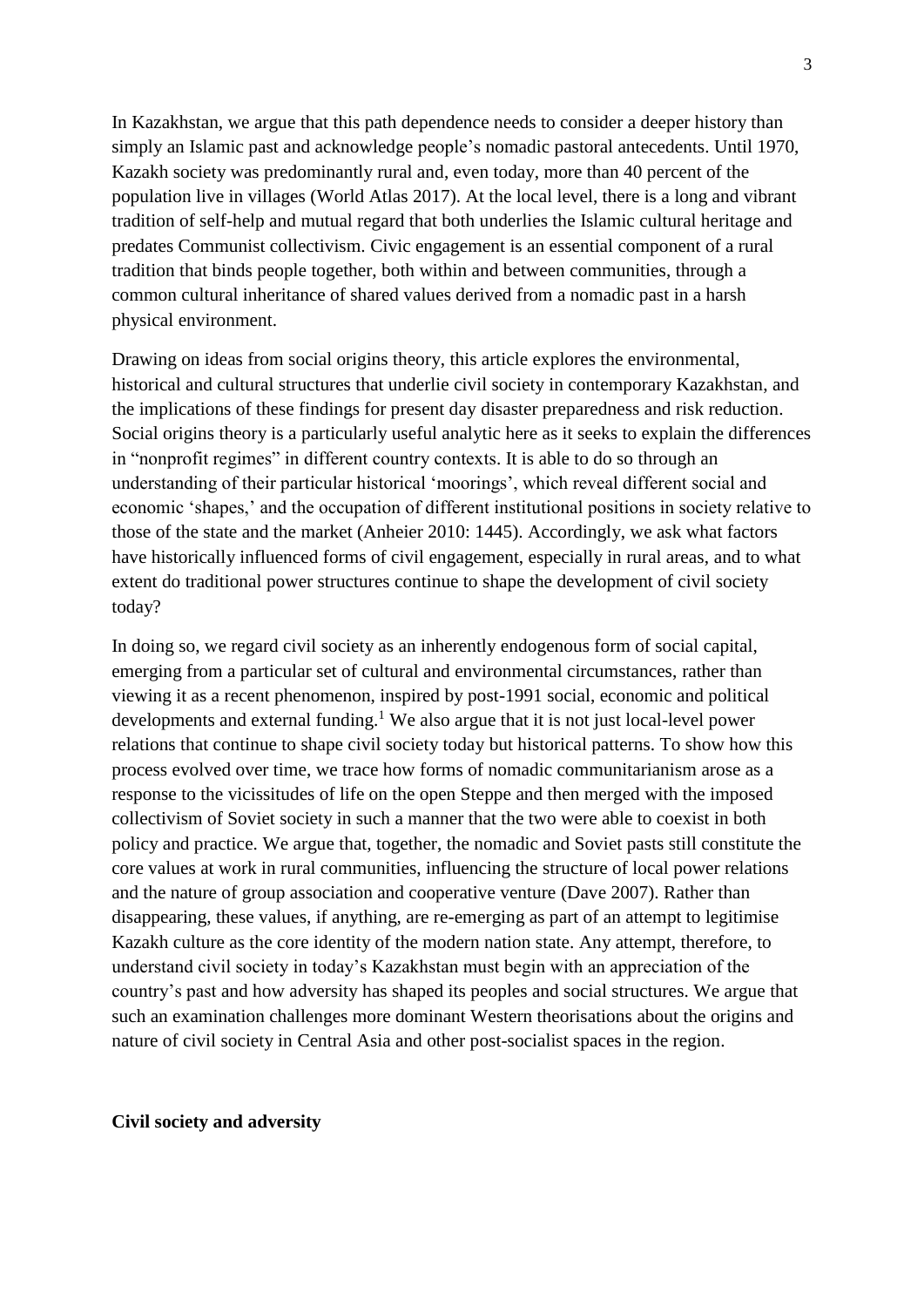In Kazakhstan, we argue that this path dependence needs to consider a deeper history than simply an Islamic past and acknowledge people's nomadic pastoral antecedents. Until 1970, Kazakh society was predominantly rural and, even today, more than 40 percent of the population live in villages (World Atlas 2017). At the local level, there is a long and vibrant tradition of self-help and mutual regard that both underlies the Islamic cultural heritage and predates Communist collectivism. Civic engagement is an essential component of a rural tradition that binds people together, both within and between communities, through a common cultural inheritance of shared values derived from a nomadic past in a harsh physical environment.

Drawing on ideas from social origins theory, this article explores the environmental, historical and cultural structures that underlie civil society in contemporary Kazakhstan, and the implications of these findings for present day disaster preparedness and risk reduction. Social origins theory is a particularly useful analytic here as it seeks to explain the differences in "nonprofit regimes" in different country contexts. It is able to do so through an understanding of their particular historical 'moorings', which reveal different social and economic 'shapes,' and the occupation of different institutional positions in society relative to those of the state and the market (Anheier 2010: 1445). Accordingly, we ask what factors have historically influenced forms of civil engagement, especially in rural areas, and to what extent do traditional power structures continue to shape the development of civil society today?

In doing so, we regard civil society as an inherently endogenous form of social capital, emerging from a particular set of cultural and environmental circumstances, rather than viewing it as a recent phenomenon, inspired by post-1991 social, economic and political developments and external funding.[1] We also argue that it is not just local-level power relations that continue to shape civil society today but historical patterns. To show how this process evolved over time, we trace how forms of nomadic communitarianism arose as a response to the vicissitudes of life on the open Steppe and then merged with the imposed collectivism of Soviet society in such a manner that the two were able to coexist in both policy and practice. We argue that, together, the nomadic and Soviet pasts still constitute the core values at work in rural communities, influencing the structure of local power relations and the nature of group association and cooperative venture (Dave 2007). Rather than disappearing, these values, if anything, are re-emerging as part of an attempt to legitimise Kazakh culture as the core identity of the modern nation state. Any attempt, therefore, to understand civil society in today's Kazakhstan must begin with an appreciation of the country's past and how adversity has shaped its peoples and social structures. We argue that such an examination challenges more dominant Western theorisations about the origins and nature of civil society in Central Asia and other post-socialist spaces in the region.

**Civil society and adversity**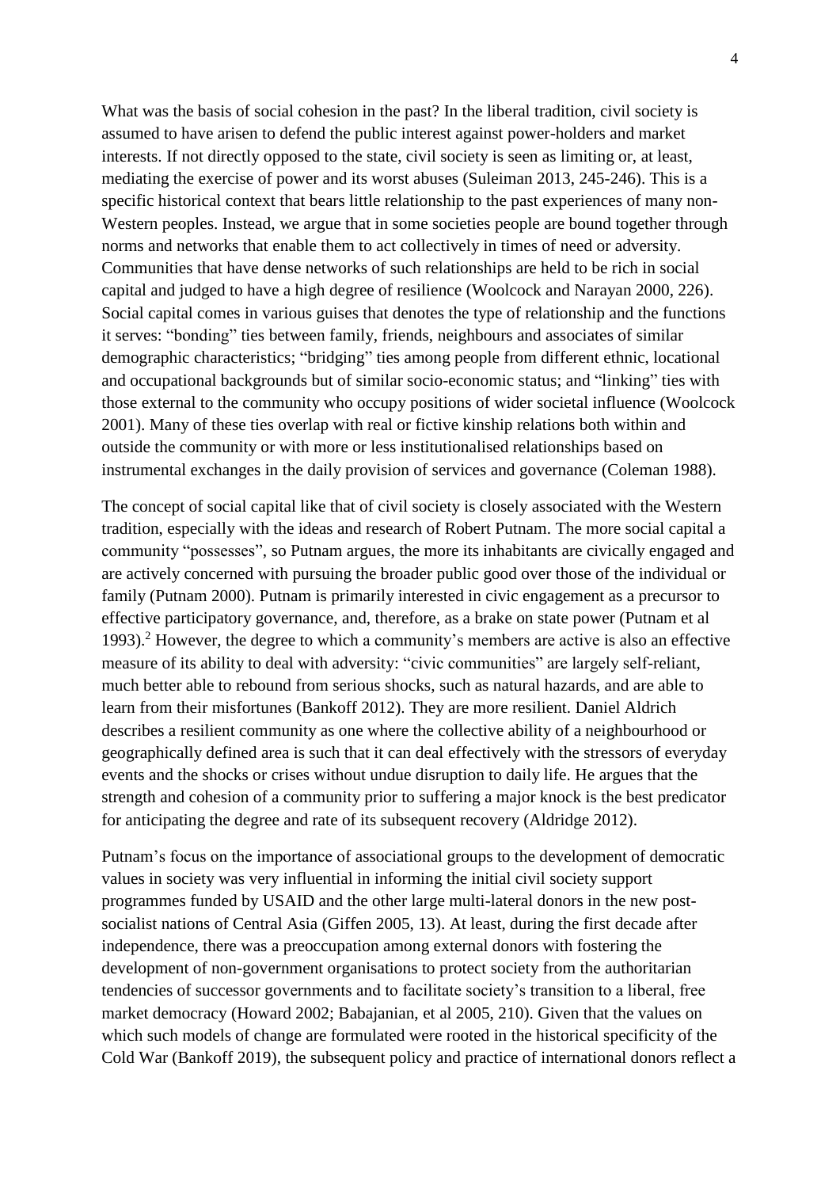What was the basis of social cohesion in the past? In the liberal tradition, civil society is assumed to have arisen to defend the public interest against power-holders and market interests. If not directly opposed to the state, civil society is seen as limiting or, at least, mediating the exercise of power and its worst abuses (Suleiman 2013, 245-246). This is a specific historical context that bears little relationship to the past experiences of many non-Western peoples. Instead, we argue that in some societies people are bound together through norms and networks that enable them to act collectively in times of need or adversity. Communities that have dense networks of such relationships are held to be rich in social capital and judged to have a high degree of resilience (Woolcock and Narayan 2000, 226). Social capital comes in various guises that denotes the type of relationship and the functions it serves: "bonding" ties between family, friends, neighbours and associates of similar demographic characteristics; "bridging" ties among people from different ethnic, locational and occupational backgrounds but of similar socio-economic status; and "linking" ties with those external to the community who occupy positions of wider societal influence (Woolcock 2001). Many of these ties overlap with real or fictive kinship relations both within and outside the community or with more or less institutionalised relationships based on instrumental exchanges in the daily provision of services and governance (Coleman 1988).

The concept of social capital like that of civil society is closely associated with the Western tradition, especially with the ideas and research of Robert Putnam. The more social capital a community "possesses", so Putnam argues, the more its inhabitants are civically engaged and are actively concerned with pursuing the broader public good over those of the individual or family (Putnam 2000). Putnam is primarily interested in civic engagement as a precursor to effective participatory governance, and, therefore, as a brake on state power (Putnam et al 1993).[2] However, the degree to which a community's members are active is also an effective measure of its ability to deal with adversity: "civic communities" are largely self-reliant, much better able to rebound from serious shocks, such as natural hazards, and are able to learn from their misfortunes (Bankoff 2012). They are more resilient. Daniel Aldrich describes a resilient community as one where the collective ability of a neighbourhood or geographically defined area is such that it can deal effectively with the stressors of everyday events and the shocks or crises without undue disruption to daily life. He argues that the strength and cohesion of a community prior to suffering a major knock is the best predicator for anticipating the degree and rate of its subsequent recovery (Aldridge 2012).

Putnam's focus on the importance of associational groups to the development of democratic values in society was very influential in informing the initial civil society support programmes funded by USAID and the other large multi-lateral donors in the new post-socialist nations of Central Asia (Giffen 2005, 13). At least, during the first decade after independence, there was a preoccupation among external donors with fostering the development of non-government organisations to protect society from the authoritarian tendencies of successor governments and to facilitate society's transition to a liberal, free market democracy (Howard 2002; Babajanian, et al 2005, 210). Given that the values on which such models of change are formulated were rooted in the historical specificity of the Cold War (Bankoff 2019), the subsequent policy and practice of international donors reflect a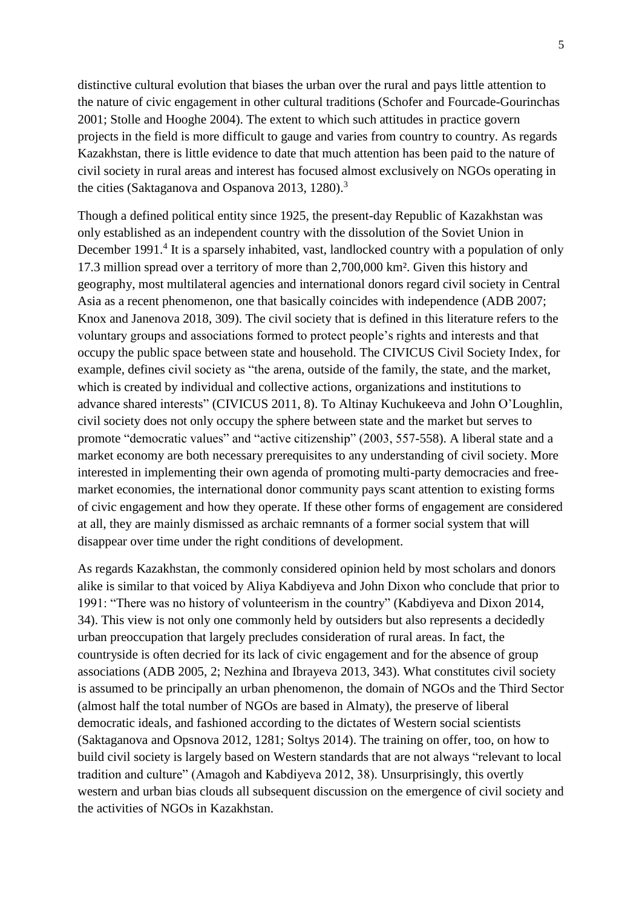distinctive cultural evolution that biases the urban over the rural and pays little attention to the nature of civic engagement in other cultural traditions (Schofer and Fourcade-Gourinchas 2001; Stolle and Hooghe 2004). The extent to which such attitudes in practice govern projects in the field is more difficult to gauge and varies from country to country. As regards Kazakhstan, there is little evidence to date that much attention has been paid to the nature of civil society in rural areas and interest has focused almost exclusively on NGOs operating in the cities (Saktaganova and Ospanova 2013, 1280).[3]

Though a defined political entity since 1925, the present-day Republic of Kazakhstan was only established as an independent country with the dissolution of the Soviet Union in December 1991.[4] It is a sparsely inhabited, vast, landlocked country with a population of only 17.3 million spread over a territory of more than 2,700,000 km². Given this history and geography, most multilateral agencies and international donors regard civil society in Central Asia as a recent phenomenon, one that basically coincides with independence (ADB 2007; Knox and Janenova 2018, 309). The civil society that is defined in this literature refers to the voluntary groups and associations formed to protect people's rights and interests and that occupy the public space between state and household. The CIVICUS Civil Society Index, for example, defines civil society as "the arena, outside of the family, the state, and the market, which is created by individual and collective actions, organizations and institutions to advance shared interests" (CIVICUS 2011, 8). To Altinay Kuchukeeva and John O'Loughlin, civil society does not only occupy the sphere between state and the market but serves to promote "democratic values" and "active citizenship" (2003, 557-558). A liberal state and a market economy are both necessary prerequisites to any understanding of civil society. More interested in implementing their own agenda of promoting multi-party democracies and free-market economies, the international donor community pays scant attention to existing forms of civic engagement and how they operate. If these other forms of engagement are considered at all, they are mainly dismissed as archaic remnants of a former social system that will disappear over time under the right conditions of development.

As regards Kazakhstan, the commonly considered opinion held by most scholars and donors alike is similar to that voiced by Aliya Kabdiyeva and John Dixon who conclude that prior to 1991: "There was no history of volunteerism in the country" (Kabdiyeva and Dixon 2014, 34). This view is not only one commonly held by outsiders but also represents a decidedly urban preoccupation that largely precludes consideration of rural areas. In fact, the countryside is often decried for its lack of civic engagement and for the absence of group associations (ADB 2005, 2; Nezhina and Ibrayeva 2013, 343). What constitutes civil society is assumed to be principally an urban phenomenon, the domain of NGOs and the Third Sector (almost half the total number of NGOs are based in Almaty), the preserve of liberal democratic ideals, and fashioned according to the dictates of Western social scientists (Saktaganova and Opsnova 2012, 1281; Soltys 2014). The training on offer, too, on how to build civil society is largely based on Western standards that are not always "relevant to local tradition and culture" (Amagoh and Kabdiyeva 2012, 38). Unsurprisingly, this overtly western and urban bias clouds all subsequent discussion on the emergence of civil society and the activities of NGOs in Kazakhstan.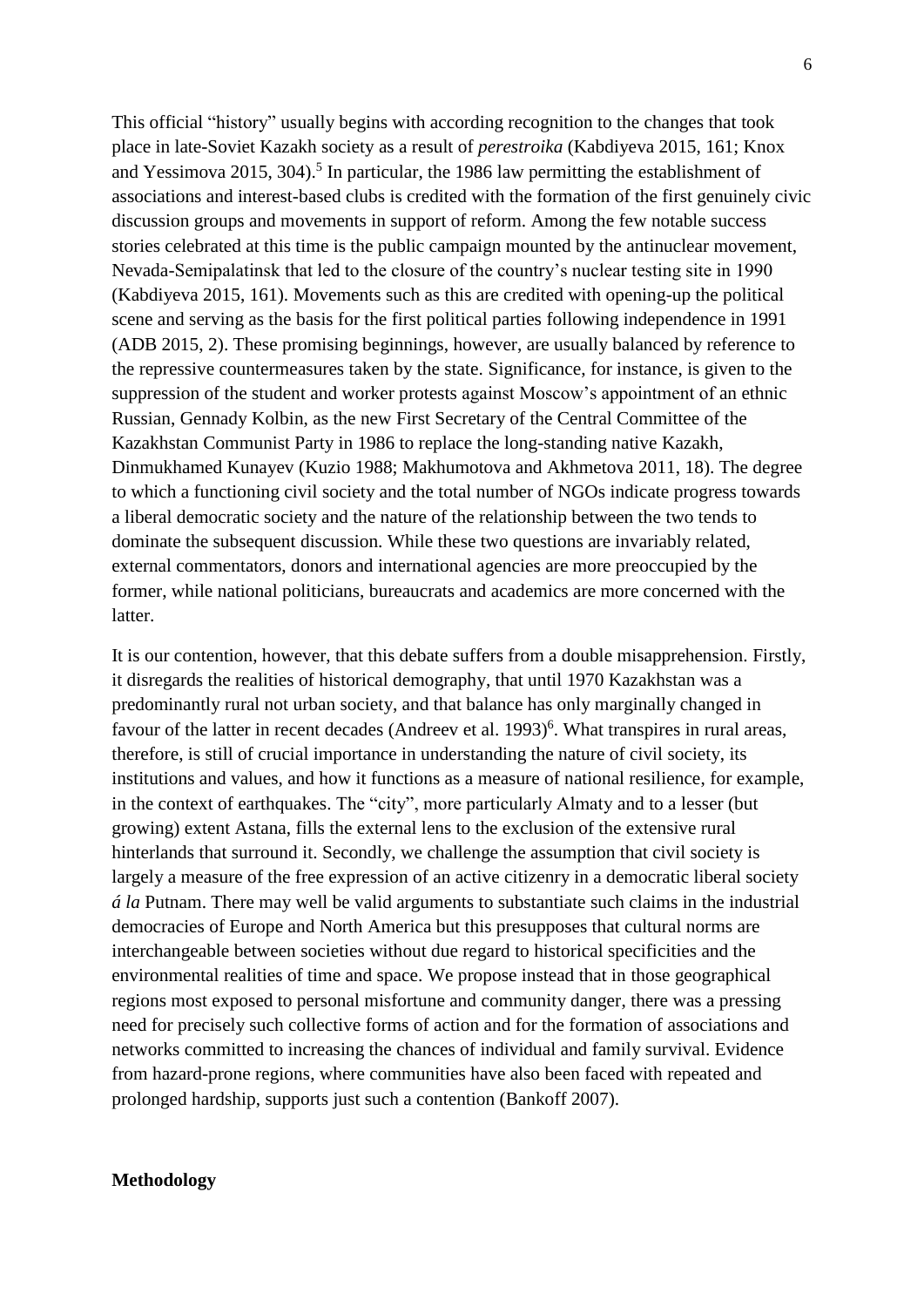This official "history" usually begins with according recognition to the changes that took place in late-Soviet Kazakh society as a result of *perestroika* (Kabdiyeva 2015, 161; Knox and Yessimova 2015, 304).[5] In particular, the 1986 law permitting the establishment of associations and interest-based clubs is credited with the formation of the first genuinely civic discussion groups and movements in support of reform. Among the few notable success stories celebrated at this time is the public campaign mounted by the antinuclear movement, Nevada-Semipalatinsk that led to the closure of the country's nuclear testing site in 1990 (Kabdiyeva 2015, 161). Movements such as this are credited with opening-up the political scene and serving as the basis for the first political parties following independence in 1991 (ADB 2015, 2). These promising beginnings, however, are usually balanced by reference to the repressive countermeasures taken by the state. Significance, for instance, is given to the suppression of the student and worker protests against Moscow's appointment of an ethnic Russian, Gennady Kolbin, as the new First Secretary of the Central Committee of the Kazakhstan Communist Party in 1986 to replace the long-standing native Kazakh, Dinmukhamed Kunayev (Kuzio 1988; Makhumotova and Akhmetova 2011, 18). The degree to which a functioning civil society and the total number of NGOs indicate progress towards a liberal democratic society and the nature of the relationship between the two tends to dominate the subsequent discussion. While these two questions are invariably related, external commentators, donors and international agencies are more preoccupied by the former, while national politicians, bureaucrats and academics are more concerned with the latter.

It is our contention, however, that this debate suffers from a double misapprehension. Firstly, it disregards the realities of historical demography, that until 1970 Kazakhstan was a predominantly rural not urban society, and that balance has only marginally changed in favour of the latter in recent decades (Andreev et al. 1993)[6]. What transpires in rural areas, therefore, is still of crucial importance in understanding the nature of civil society, its institutions and values, and how it functions as a measure of national resilience, for example, in the context of earthquakes. The "city", more particularly Almaty and to a lesser (but growing) extent Astana, fills the external lens to the exclusion of the extensive rural hinterlands that surround it. Secondly, we challenge the assumption that civil society is largely a measure of the free expression of an active citizenry in a democratic liberal society *á la* Putnam. There may well be valid arguments to substantiate such claims in the industrial democracies of Europe and North America but this presupposes that cultural norms are interchangeable between societies without due regard to historical specificities and the environmental realities of time and space. We propose instead that in those geographical regions most exposed to personal misfortune and community danger, there was a pressing need for precisely such collective forms of action and for the formation of associations and networks committed to increasing the chances of individual and family survival. Evidence from hazard-prone regions, where communities have also been faced with repeated and prolonged hardship, supports just such a contention (Bankoff 2007).

## Methodology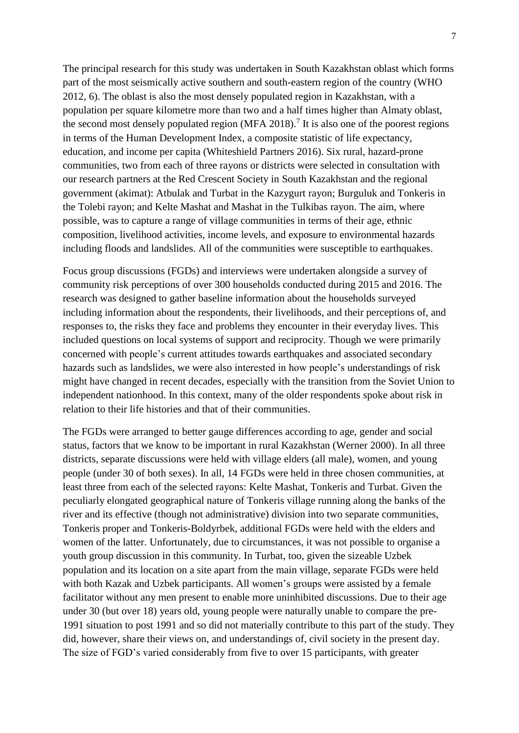The principal research for this study was undertaken in South Kazakhstan oblast which forms part of the most seismically active southern and south-eastern region of the country (WHO 2012, 6). The oblast is also the most densely populated region in Kazakhstan, with a population per square kilometre more than two and a half times higher than Almaty oblast, the second most densely populated region (MFA 2018).[7] It is also one of the poorest regions in terms of the Human Development Index, a composite statistic of life expectancy, education, and income per capita (Whiteshield Partners 2016). Six rural, hazard-prone communities, two from each of three rayons or districts were selected in consultation with our research partners at the Red Crescent Society in South Kazakhstan and the regional government (akimat): Atbulak and Turbat in the Kazygurt rayon; Burguluk and Tonkeris in the Tolebi rayon; and Kelte Mashat and Mashat in the Tulkibas rayon. The aim, where possible, was to capture a range of village communities in terms of their age, ethnic composition, livelihood activities, income levels, and exposure to environmental hazards including floods and landslides. All of the communities were susceptible to earthquakes.

Focus group discussions (FGDs) and interviews were undertaken alongside a survey of community risk perceptions of over 300 households conducted during 2015 and 2016. The research was designed to gather baseline information about the households surveyed including information about the respondents, their livelihoods, and their perceptions of, and responses to, the risks they face and problems they encounter in their everyday lives. This included questions on local systems of support and reciprocity. Though we were primarily concerned with people's current attitudes towards earthquakes and associated secondary hazards such as landslides, we were also interested in how people's understandings of risk might have changed in recent decades, especially with the transition from the Soviet Union to independent nationhood. In this context, many of the older respondents spoke about risk in relation to their life histories and that of their communities.

The FGDs were arranged to better gauge differences according to age, gender and social status, factors that we know to be important in rural Kazakhstan (Werner 2000). In all three districts, separate discussions were held with village elders (all male), women, and young people (under 30 of both sexes). In all, 14 FGDs were held in three chosen communities, at least three from each of the selected rayons: Kelte Mashat, Tonkeris and Turbat. Given the peculiarly elongated geographical nature of Tonkeris village running along the banks of the river and its effective (though not administrative) division into two separate communities, Tonkeris proper and Tonkeris-Boldyrbek, additional FGDs were held with the elders and women of the latter. Unfortunately, due to circumstances, it was not possible to organise a youth group discussion in this community. In Turbat, too, given the sizeable Uzbek population and its location on a site apart from the main village, separate FGDs were held with both Kazak and Uzbek participants. All women's groups were assisted by a female facilitator without any men present to enable more uninhibited discussions. Due to their age under 30 (but over 18) years old, young people were naturally unable to compare the pre-1991 situation to post 1991 and so did not materially contribute to this part of the study. They did, however, share their views on, and understandings of, civil society in the present day. The size of FGD's varied considerably from five to over 15 participants, with greater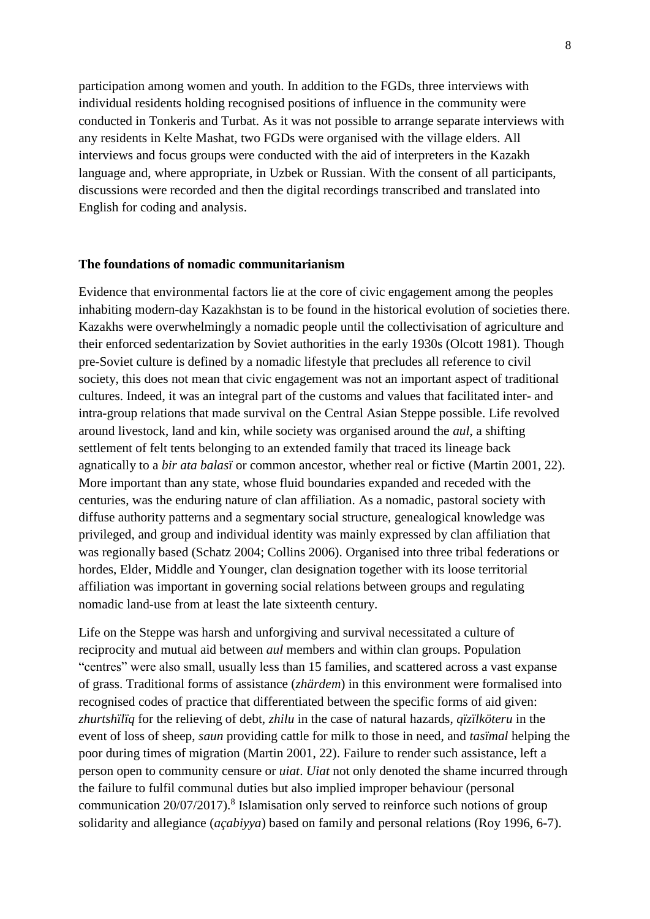participation among women and youth. In addition to the FGDs, three interviews with individual residents holding recognised positions of influence in the community were conducted in Tonkeris and Turbat. As it was not possible to arrange separate interviews with any residents in Kelte Mashat, two FGDs were organised with the village elders. All interviews and focus groups were conducted with the aid of interpreters in the Kazakh language and, where appropriate, in Uzbek or Russian. With the consent of all participants, discussions were recorded and then the digital recordings transcribed and translated into English for coding and analysis.

## The foundations of nomadic communitarianism

Evidence that environmental factors lie at the core of civic engagement among the peoples inhabiting modern-day Kazakhstan is to be found in the historical evolution of societies there. Kazakhs were overwhelmingly a nomadic people until the collectivisation of agriculture and their enforced sedentarization by Soviet authorities in the early 1930s (Olcott 1981). Though pre-Soviet culture is defined by a nomadic lifestyle that precludes all reference to civil society, this does not mean that civic engagement was not an important aspect of traditional cultures. Indeed, it was an integral part of the customs and values that facilitated inter- and intra-group relations that made survival on the Central Asian Steppe possible. Life revolved around livestock, land and kin, while society was organised around the *aul*, a shifting settlement of felt tents belonging to an extended family that traced its lineage back agnatically to a *bir ata balasï* or common ancestor, whether real or fictive (Martin 2001, 22). More important than any state, whose fluid boundaries expanded and receded with the centuries, was the enduring nature of clan affiliation. As a nomadic, pastoral society with diffuse authority patterns and a segmentary social structure, genealogical knowledge was privileged, and group and individual identity was mainly expressed by clan affiliation that was regionally based (Schatz 2004; Collins 2006). Organised into three tribal federations or hordes, Elder, Middle and Younger, clan designation together with its loose territorial affiliation was important in governing social relations between groups and regulating nomadic land-use from at least the late sixteenth century.

Life on the Steppe was harsh and unforgiving and survival necessitated a culture of reciprocity and mutual aid between *aul* members and within clan groups. Population "centres" were also small, usually less than 15 families, and scattered across a vast expanse of grass. Traditional forms of assistance (*zhärdem*) in this environment were formalised into recognised codes of practice that differentiated between the specific forms of aid given: *zhurtshïlïq* for the relieving of debt, *zhilu* in the case of natural hazards, *qïzïlköteru* in the event of loss of sheep, *saun* providing cattle for milk to those in need, and *tasïmal* helping the poor during times of migration (Martin 2001, 22). Failure to render such assistance, left a person open to community censure or *uiat*. *Uiat* not only denoted the shame incurred through the failure to fulfil communal duties but also implied improper behaviour (personal communication 20/07/2017).[8] Islamisation only served to reinforce such notions of group solidarity and allegiance (*açabiyya*) based on family and personal relations (Roy 1996, 6-7).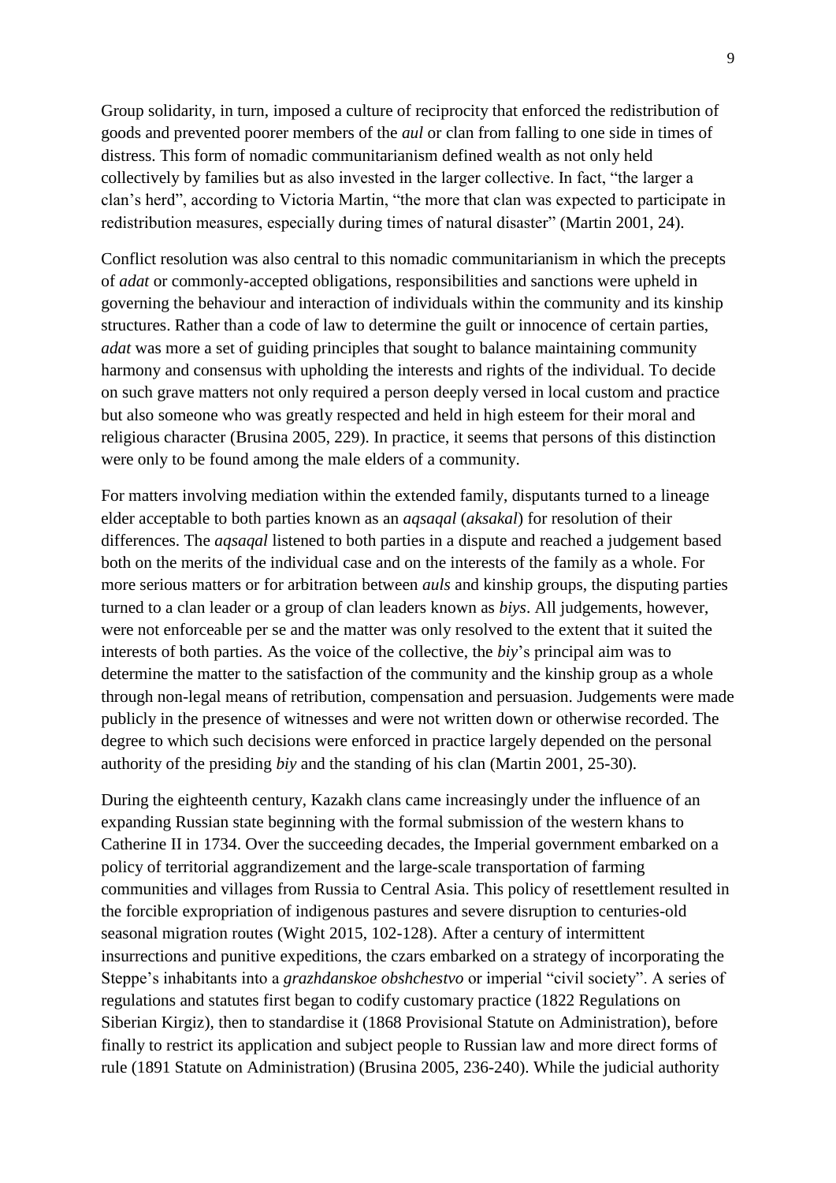Group solidarity, in turn, imposed a culture of reciprocity that enforced the redistribution of goods and prevented poorer members of the *aul* or clan from falling to one side in times of distress. This form of nomadic communitarianism defined wealth as not only held collectively by families but as also invested in the larger collective. In fact, "the larger a clan's herd", according to Victoria Martin, "the more that clan was expected to participate in redistribution measures, especially during times of natural disaster" (Martin 2001, 24).

Conflict resolution was also central to this nomadic communitarianism in which the precepts of *adat* or commonly-accepted obligations, responsibilities and sanctions were upheld in governing the behaviour and interaction of individuals within the community and its kinship structures. Rather than a code of law to determine the guilt or innocence of certain parties, *adat* was more a set of guiding principles that sought to balance maintaining community harmony and consensus with upholding the interests and rights of the individual. To decide on such grave matters not only required a person deeply versed in local custom and practice but also someone who was greatly respected and held in high esteem for their moral and religious character (Brusina 2005, 229). In practice, it seems that persons of this distinction were only to be found among the male elders of a community.

For matters involving mediation within the extended family, disputants turned to a lineage elder acceptable to both parties known as an *aqsaqal* (*aksakal*) for resolution of their differences. The *aqsaqal* listened to both parties in a dispute and reached a judgement based both on the merits of the individual case and on the interests of the family as a whole. For more serious matters or for arbitration between *auls* and kinship groups, the disputing parties turned to a clan leader or a group of clan leaders known as *biys*. All judgements, however, were not enforceable per se and the matter was only resolved to the extent that it suited the interests of both parties. As the voice of the collective, the *biy*'s principal aim was to determine the matter to the satisfaction of the community and the kinship group as a whole through non-legal means of retribution, compensation and persuasion. Judgements were made publicly in the presence of witnesses and were not written down or otherwise recorded. The degree to which such decisions were enforced in practice largely depended on the personal authority of the presiding *biy* and the standing of his clan (Martin 2001, 25-30).

During the eighteenth century, Kazakh clans came increasingly under the influence of an expanding Russian state beginning with the formal submission of the western khans to Catherine II in 1734. Over the succeeding decades, the Imperial government embarked on a policy of territorial aggrandizement and the large-scale transportation of farming communities and villages from Russia to Central Asia. This policy of resettlement resulted in the forcible expropriation of indigenous pastures and severe disruption to centuries-old seasonal migration routes (Wight 2015, 102-128). After a century of intermittent insurrections and punitive expeditions, the czars embarked on a strategy of incorporating the Steppe's inhabitants into a *grazhdanskoe obshchestvo* or imperial "civil society". A series of regulations and statutes first began to codify customary practice (1822 Regulations on Siberian Kirgiz), then to standardise it (1868 Provisional Statute on Administration), before finally to restrict its application and subject people to Russian law and more direct forms of rule (1891 Statute on Administration) (Brusina 2005, 236-240). While the judicial authority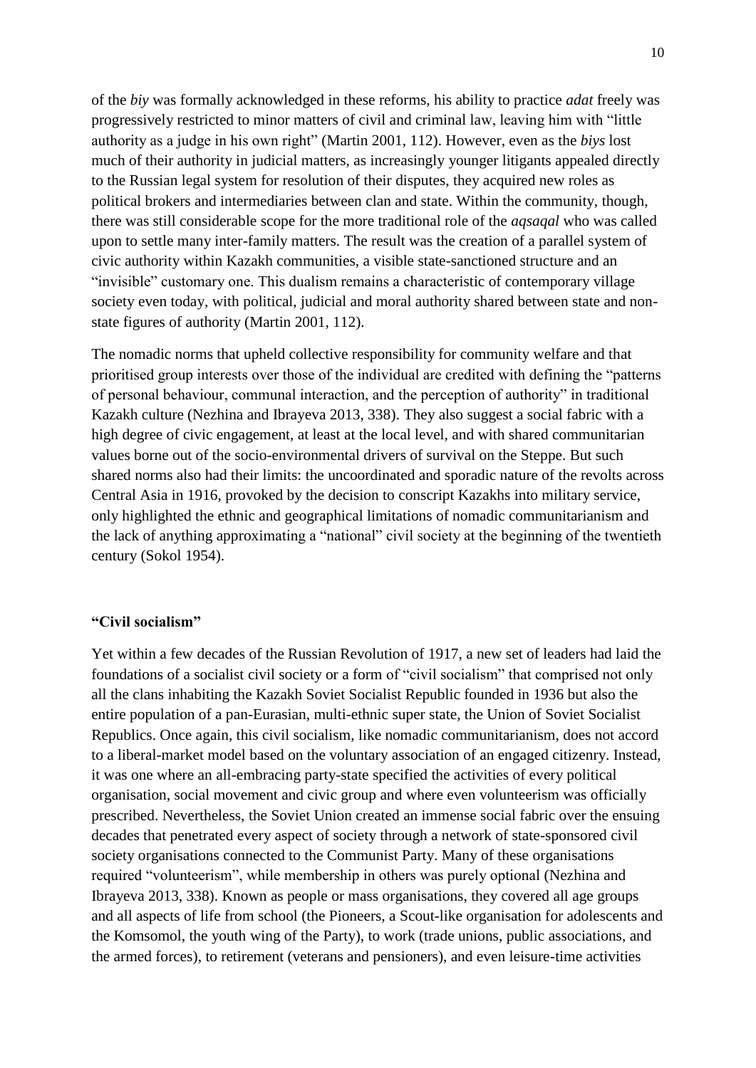of the *biy* was formally acknowledged in these reforms, his ability to practice *adat* freely was progressively restricted to minor matters of civil and criminal law, leaving him with "little authority as a judge in his own right" (Martin 2001, 112). However, even as the *biys* lost much of their authority in judicial matters, as increasingly younger litigants appealed directly to the Russian legal system for resolution of their disputes, they acquired new roles as political brokers and intermediaries between clan and state. Within the community, though, there was still considerable scope for the more traditional role of the *aqsaqal* who was called upon to settle many inter-family matters. The result was the creation of a parallel system of civic authority within Kazakh communities, a visible state-sanctioned structure and an "invisible" customary one. This dualism remains a characteristic of contemporary village society even today, with political, judicial and moral authority shared between state and non-state figures of authority (Martin 2001, 112).

The nomadic norms that upheld collective responsibility for community welfare and that prioritised group interests over those of the individual are credited with defining the "patterns of personal behaviour, communal interaction, and the perception of authority" in traditional Kazakh culture (Nezhina and Ibrayeva 2013, 338). They also suggest a social fabric with a high degree of civic engagement, at least at the local level, and with shared communitarian values borne out of the socio-environmental drivers of survival on the Steppe. But such shared norms also had their limits: the uncoordinated and sporadic nature of the revolts across Central Asia in 1916, provoked by the decision to conscript Kazakhs into military service, only highlighted the ethnic and geographical limitations of nomadic communitarianism and the lack of anything approximating a "national" civil society at the beginning of the twentieth century (Sokol 1954).

## "Civil socialism"

Yet within a few decades of the Russian Revolution of 1917, a new set of leaders had laid the foundations of a socialist civil society or a form of "civil socialism" that comprised not only all the clans inhabiting the Kazakh Soviet Socialist Republic founded in 1936 but also the entire population of a pan-Eurasian, multi-ethnic super state, the Union of Soviet Socialist Republics. Once again, this civil socialism, like nomadic communitarianism, does not accord to a liberal-market model based on the voluntary association of an engaged citizenry. Instead, it was one where an all-embracing party-state specified the activities of every political organisation, social movement and civic group and where even volunteerism was officially prescribed. Nevertheless, the Soviet Union created an immense social fabric over the ensuing decades that penetrated every aspect of society through a network of state-sponsored civil society organisations connected to the Communist Party. Many of these organisations required "volunteerism", while membership in others was purely optional (Nezhina and Ibrayeva 2013, 338). Known as people or mass organisations, they covered all age groups and all aspects of life from school (the Pioneers, a Scout-like organisation for adolescents and the Komsomol, the youth wing of the Party), to work (trade unions, public associations, and the armed forces), to retirement (veterans and pensioners), and even leisure-time activities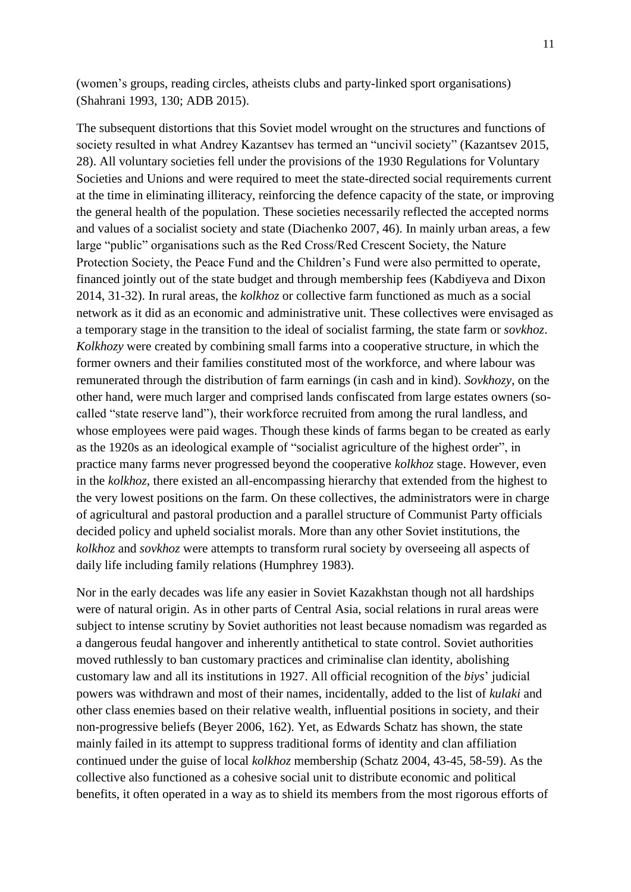(women's groups, reading circles, atheists clubs and party-linked sport organisations) (Shahrani 1993, 130; ADB 2015).

The subsequent distortions that this Soviet model wrought on the structures and functions of society resulted in what Andrey Kazantsev has termed an "uncivil society" (Kazantsev 2015, 28). All voluntary societies fell under the provisions of the 1930 Regulations for Voluntary Societies and Unions and were required to meet the state-directed social requirements current at the time in eliminating illiteracy, reinforcing the defence capacity of the state, or improving the general health of the population. These societies necessarily reflected the accepted norms and values of a socialist society and state (Diachenko 2007, 46). In mainly urban areas, a few large "public" organisations such as the Red Cross/Red Crescent Society, the Nature Protection Society, the Peace Fund and the Children's Fund were also permitted to operate, financed jointly out of the state budget and through membership fees (Kabdiyeva and Dixon 2014, 31-32). In rural areas, the *kolkhoz* or collective farm functioned as much as a social network as it did as an economic and administrative unit. These collectives were envisaged as a temporary stage in the transition to the ideal of socialist farming, the state farm or *sovkhoz*. *Kolkhozy* were created by combining small farms into a cooperative structure, in which the former owners and their families constituted most of the workforce, and where labour was remunerated through the distribution of farm earnings (in cash and in kind). *Sovkhozy*, on the other hand, were much larger and comprised lands confiscated from large estates owners (so-called "state reserve land"), their workforce recruited from among the rural landless, and whose employees were paid wages. Though these kinds of farms began to be created as early as the 1920s as an ideological example of "socialist agriculture of the highest order", in practice many farms never progressed beyond the cooperative *kolkhoz* stage. However, even in the *kolkhoz*, there existed an all-encompassing hierarchy that extended from the highest to the very lowest positions on the farm. On these collectives, the administrators were in charge of agricultural and pastoral production and a parallel structure of Communist Party officials decided policy and upheld socialist morals. More than any other Soviet institutions, the *kolkhoz* and *sovkhoz* were attempts to transform rural society by overseeing all aspects of daily life including family relations (Humphrey 1983).

Nor in the early decades was life any easier in Soviet Kazakhstan though not all hardships were of natural origin. As in other parts of Central Asia, social relations in rural areas were subject to intense scrutiny by Soviet authorities not least because nomadism was regarded as a dangerous feudal hangover and inherently antithetical to state control. Soviet authorities moved ruthlessly to ban customary practices and criminalise clan identity, abolishing customary law and all its institutions in 1927. All official recognition of the *biys*' judicial powers was withdrawn and most of their names, incidentally, added to the list of *kulaki* and other class enemies based on their relative wealth, influential positions in society, and their non-progressive beliefs (Beyer 2006, 162). Yet, as Edwards Schatz has shown, the state mainly failed in its attempt to suppress traditional forms of identity and clan affiliation continued under the guise of local *kolkhoz* membership (Schatz 2004, 43-45, 58-59). As the collective also functioned as a cohesive social unit to distribute economic and political benefits, it often operated in a way as to shield its members from the most rigorous efforts of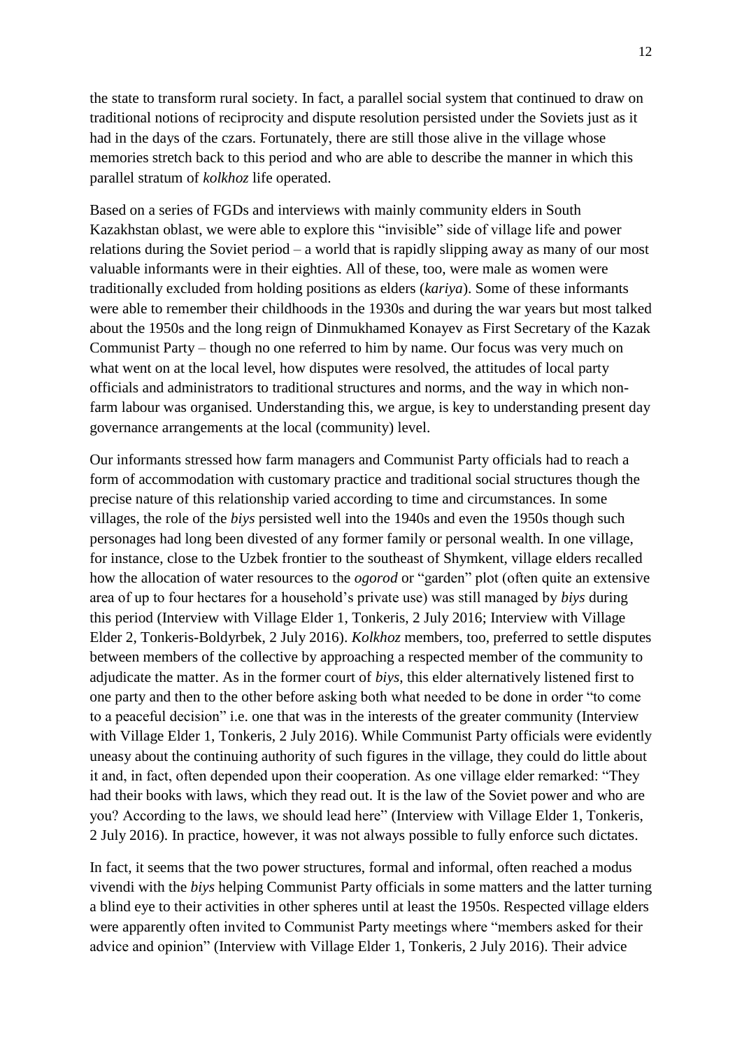the state to transform rural society. In fact, a parallel social system that continued to draw on traditional notions of reciprocity and dispute resolution persisted under the Soviets just as it had in the days of the czars. Fortunately, there are still those alive in the village whose memories stretch back to this period and who are able to describe the manner in which this parallel stratum of *kolkhoz* life operated.

Based on a series of FGDs and interviews with mainly community elders in South Kazakhstan oblast, we were able to explore this "invisible" side of village life and power relations during the Soviet period – a world that is rapidly slipping away as many of our most valuable informants were in their eighties. All of these, too, were male as women were traditionally excluded from holding positions as elders (*kariya*). Some of these informants were able to remember their childhoods in the 1930s and during the war years but most talked about the 1950s and the long reign of Dinmukhamed Konayev as First Secretary of the Kazak Communist Party – though no one referred to him by name. Our focus was very much on what went on at the local level, how disputes were resolved, the attitudes of local party officials and administrators to traditional structures and norms, and the way in which non-farm labour was organised. Understanding this, we argue, is key to understanding present day governance arrangements at the local (community) level.

Our informants stressed how farm managers and Communist Party officials had to reach a form of accommodation with customary practice and traditional social structures though the precise nature of this relationship varied according to time and circumstances. In some villages, the role of the *biys* persisted well into the 1940s and even the 1950s though such personages had long been divested of any former family or personal wealth. In one village, for instance, close to the Uzbek frontier to the southeast of Shymkent, village elders recalled how the allocation of water resources to the *ogorod* or "garden" plot (often quite an extensive area of up to four hectares for a household's private use) was still managed by *biys* during this period (Interview with Village Elder 1, Tonkeris, 2 July 2016; Interview with Village Elder 2, Tonkeris-Boldyrbek, 2 July 2016). *Kolkhoz* members, too, preferred to settle disputes between members of the collective by approaching a respected member of the community to adjudicate the matter. As in the former court of *biys*, this elder alternatively listened first to one party and then to the other before asking both what needed to be done in order "to come to a peaceful decision" i.e. one that was in the interests of the greater community (Interview with Village Elder 1, Tonkeris, 2 July 2016). While Communist Party officials were evidently uneasy about the continuing authority of such figures in the village, they could do little about it and, in fact, often depended upon their cooperation. As one village elder remarked: "They had their books with laws, which they read out. It is the law of the Soviet power and who are you? According to the laws, we should lead here" (Interview with Village Elder 1, Tonkeris, 2 July 2016). In practice, however, it was not always possible to fully enforce such dictates.

In fact, it seems that the two power structures, formal and informal, often reached a modus vivendi with the *biys* helping Communist Party officials in some matters and the latter turning a blind eye to their activities in other spheres until at least the 1950s. Respected village elders were apparently often invited to Communist Party meetings where "members asked for their advice and opinion" (Interview with Village Elder 1, Tonkeris, 2 July 2016). Their advice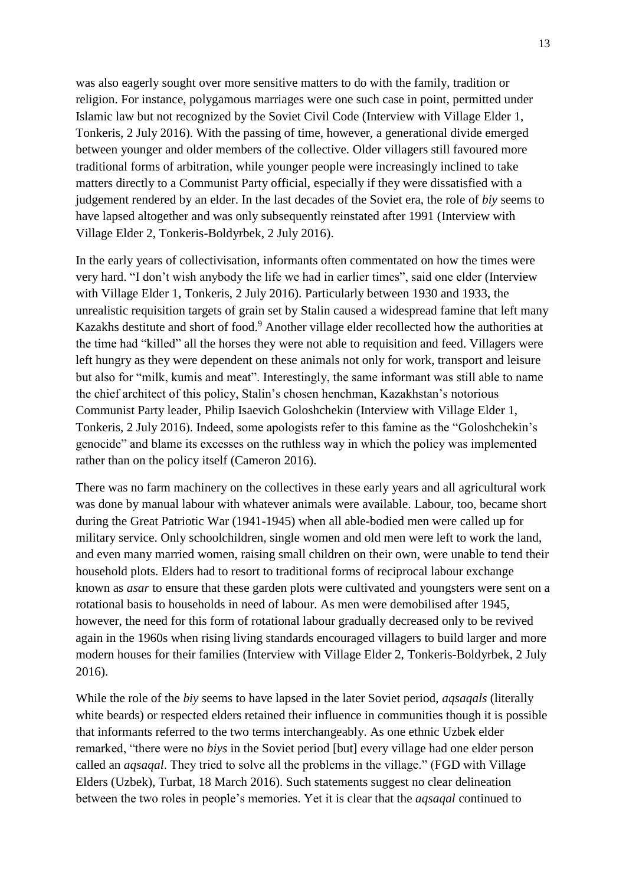was also eagerly sought over more sensitive matters to do with the family, tradition or religion. For instance, polygamous marriages were one such case in point, permitted under Islamic law but not recognized by the Soviet Civil Code (Interview with Village Elder 1, Tonkeris, 2 July 2016). With the passing of time, however, a generational divide emerged between younger and older members of the collective. Older villagers still favoured more traditional forms of arbitration, while younger people were increasingly inclined to take matters directly to a Communist Party official, especially if they were dissatisfied with a judgement rendered by an elder. In the last decades of the Soviet era, the role of *biy* seems to have lapsed altogether and was only subsequently reinstated after 1991 (Interview with Village Elder 2, Tonkeris-Boldyrbek, 2 July 2016).

In the early years of collectivisation, informants often commentated on how the times were very hard. "I don't wish anybody the life we had in earlier times", said one elder (Interview with Village Elder 1, Tonkeris, 2 July 2016). Particularly between 1930 and 1933, the unrealistic requisition targets of grain set by Stalin caused a widespread famine that left many Kazakhs destitute and short of food.[9] Another village elder recollected how the authorities at the time had "killed" all the horses they were not able to requisition and feed. Villagers were left hungry as they were dependent on these animals not only for work, transport and leisure but also for "milk, kumis and meat". Interestingly, the same informant was still able to name the chief architect of this policy, Stalin's chosen henchman, Kazakhstan's notorious Communist Party leader, Philip Isaevich Goloshchekin (Interview with Village Elder 1, Tonkeris, 2 July 2016). Indeed, some apologists refer to this famine as the "Goloshchekin's genocide" and blame its excesses on the ruthless way in which the policy was implemented rather than on the policy itself (Cameron 2016).

There was no farm machinery on the collectives in these early years and all agricultural work was done by manual labour with whatever animals were available. Labour, too, became short during the Great Patriotic War (1941-1945) when all able-bodied men were called up for military service. Only schoolchildren, single women and old men were left to work the land, and even many married women, raising small children on their own, were unable to tend their household plots. Elders had to resort to traditional forms of reciprocal labour exchange known as *asar* to ensure that these garden plots were cultivated and youngsters were sent on a rotational basis to households in need of labour. As men were demobilised after 1945, however, the need for this form of rotational labour gradually decreased only to be revived again in the 1960s when rising living standards encouraged villagers to build larger and more modern houses for their families (Interview with Village Elder 2, Tonkeris-Boldyrbek, 2 July 2016).

While the role of the *biy* seems to have lapsed in the later Soviet period, *aqsaqals* (literally white beards) or respected elders retained their influence in communities though it is possible that informants referred to the two terms interchangeably. As one ethnic Uzbek elder remarked, "there were no *biys* in the Soviet period [but] every village had one elder person called an *aqsaqal*. They tried to solve all the problems in the village." (FGD with Village Elders (Uzbek), Turbat, 18 March 2016). Such statements suggest no clear delineation between the two roles in people's memories. Yet it is clear that the *aqsaqal* continued to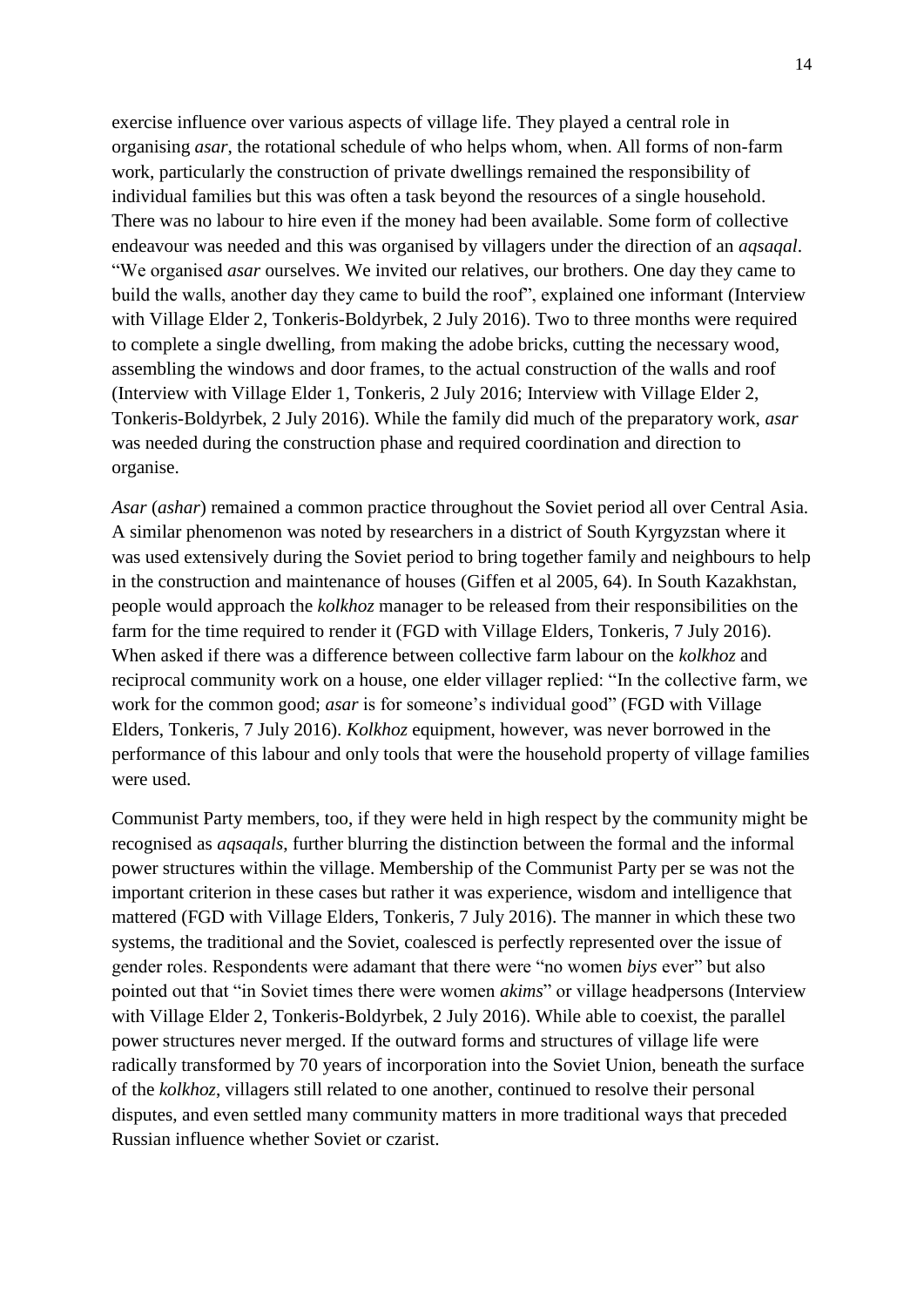exercise influence over various aspects of village life. They played a central role in organising *asar*, the rotational schedule of who helps whom, when. All forms of non-farm work, particularly the construction of private dwellings remained the responsibility of individual families but this was often a task beyond the resources of a single household. There was no labour to hire even if the money had been available. Some form of collective endeavour was needed and this was organised by villagers under the direction of an *aqsaqal*. "We organised *asar* ourselves. We invited our relatives, our brothers. One day they came to build the walls, another day they came to build the roof", explained one informant (Interview with Village Elder 2, Tonkeris-Boldyrbek, 2 July 2016). Two to three months were required to complete a single dwelling, from making the adobe bricks, cutting the necessary wood, assembling the windows and door frames, to the actual construction of the walls and roof (Interview with Village Elder 1, Tonkeris, 2 July 2016; Interview with Village Elder 2, Tonkeris-Boldyrbek, 2 July 2016). While the family did much of the preparatory work, *asar* was needed during the construction phase and required coordination and direction to organise.

*Asar* (*ashar*) remained a common practice throughout the Soviet period all over Central Asia. A similar phenomenon was noted by researchers in a district of South Kyrgyzstan where it was used extensively during the Soviet period to bring together family and neighbours to help in the construction and maintenance of houses (Giffen et al 2005, 64). In South Kazakhstan, people would approach the *kolkhoz* manager to be released from their responsibilities on the farm for the time required to render it (FGD with Village Elders, Tonkeris, 7 July 2016). When asked if there was a difference between collective farm labour on the *kolkhoz* and reciprocal community work on a house, one elder villager replied: "In the collective farm, we work for the common good; *asar* is for someone's individual good" (FGD with Village Elders, Tonkeris, 7 July 2016). *Kolkhoz* equipment, however, was never borrowed in the performance of this labour and only tools that were the household property of village families were used.

Communist Party members, too, if they were held in high respect by the community might be recognised as *aqsaqals*, further blurring the distinction between the formal and the informal power structures within the village. Membership of the Communist Party per se was not the important criterion in these cases but rather it was experience, wisdom and intelligence that mattered (FGD with Village Elders, Tonkeris, 7 July 2016). The manner in which these two systems, the traditional and the Soviet, coalesced is perfectly represented over the issue of gender roles. Respondents were adamant that there were "no women *biys* ever" but also pointed out that "in Soviet times there were women *akims*" or village headpersons (Interview with Village Elder 2, Tonkeris-Boldyrbek, 2 July 2016). While able to coexist, the parallel power structures never merged. If the outward forms and structures of village life were radically transformed by 70 years of incorporation into the Soviet Union, beneath the surface of the *kolkhoz*, villagers still related to one another, continued to resolve their personal disputes, and even settled many community matters in more traditional ways that preceded Russian influence whether Soviet or czarist.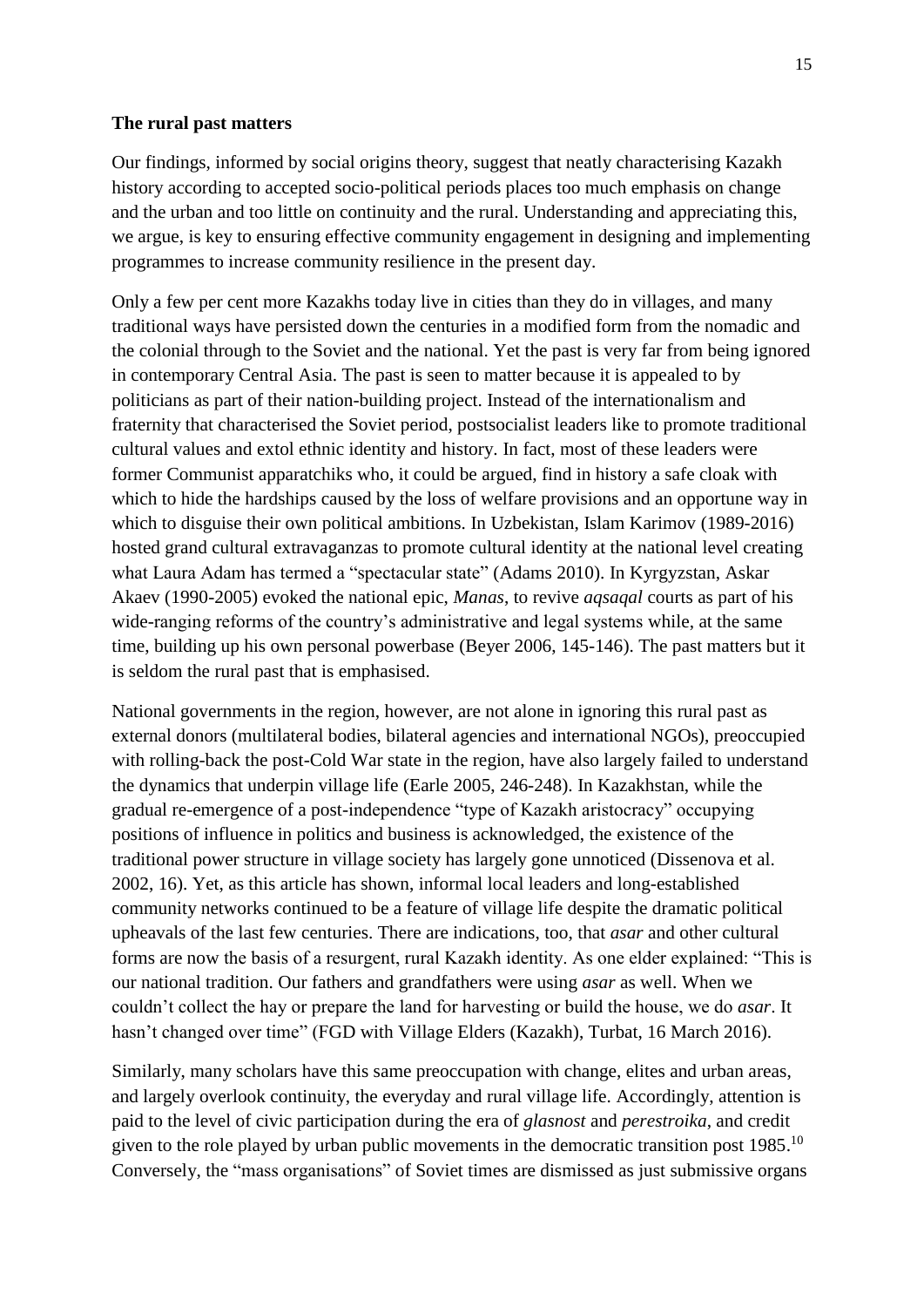**The rural past matters**

Our findings, informed by social origins theory, suggest that neatly characterising Kazakh history according to accepted socio-political periods places too much emphasis on change and the urban and too little on continuity and the rural. Understanding and appreciating this, we argue, is key to ensuring effective community engagement in designing and implementing programmes to increase community resilience in the present day.

Only a few per cent more Kazakhs today live in cities than they do in villages, and many traditional ways have persisted down the centuries in a modified form from the nomadic and the colonial through to the Soviet and the national. Yet the past is very far from being ignored in contemporary Central Asia. The past is seen to matter because it is appealed to by politicians as part of their nation-building project. Instead of the internationalism and fraternity that characterised the Soviet period, postsocialist leaders like to promote traditional cultural values and extol ethnic identity and history. In fact, most of these leaders were former Communist apparatchiks who, it could be argued, find in history a safe cloak with which to hide the hardships caused by the loss of welfare provisions and an opportune way in which to disguise their own political ambitions. In Uzbekistan, Islam Karimov (1989-2016) hosted grand cultural extravaganzas to promote cultural identity at the national level creating what Laura Adam has termed a "spectacular state" (Adams 2010). In Kyrgyzstan, Askar Akaev (1990-2005) evoked the national epic, *Manas*, to revive *aqsaqal* courts as part of his wide-ranging reforms of the country's administrative and legal systems while, at the same time, building up his own personal powerbase (Beyer 2006, 145-146). The past matters but it is seldom the rural past that is emphasised.

National governments in the region, however, are not alone in ignoring this rural past as external donors (multilateral bodies, bilateral agencies and international NGOs), preoccupied with rolling-back the post-Cold War state in the region, have also largely failed to understand the dynamics that underpin village life (Earle 2005, 246-248). In Kazakhstan, while the gradual re-emergence of a post-independence "type of Kazakh aristocracy" occupying positions of influence in politics and business is acknowledged, the existence of the traditional power structure in village society has largely gone unnoticed (Dissenova et al. 2002, 16). Yet, as this article has shown, informal local leaders and long-established community networks continued to be a feature of village life despite the dramatic political upheavals of the last few centuries. There are indications, too, that *asar* and other cultural forms are now the basis of a resurgent, rural Kazakh identity. As one elder explained: "This is our national tradition. Our fathers and grandfathers were using *asar* as well. When we couldn't collect the hay or prepare the land for harvesting or build the house, we do *asar*. It hasn't changed over time" (FGD with Village Elders (Kazakh), Turbat, 16 March 2016).

Similarly, many scholars have this same preoccupation with change, elites and urban areas, and largely overlook continuity, the everyday and rural village life. Accordingly, attention is paid to the level of civic participation during the era of *glasnost* and *perestroika*, and credit given to the role played by urban public movements in the democratic transition post 1985.[10] Conversely, the "mass organisations" of Soviet times are dismissed as just submissive organs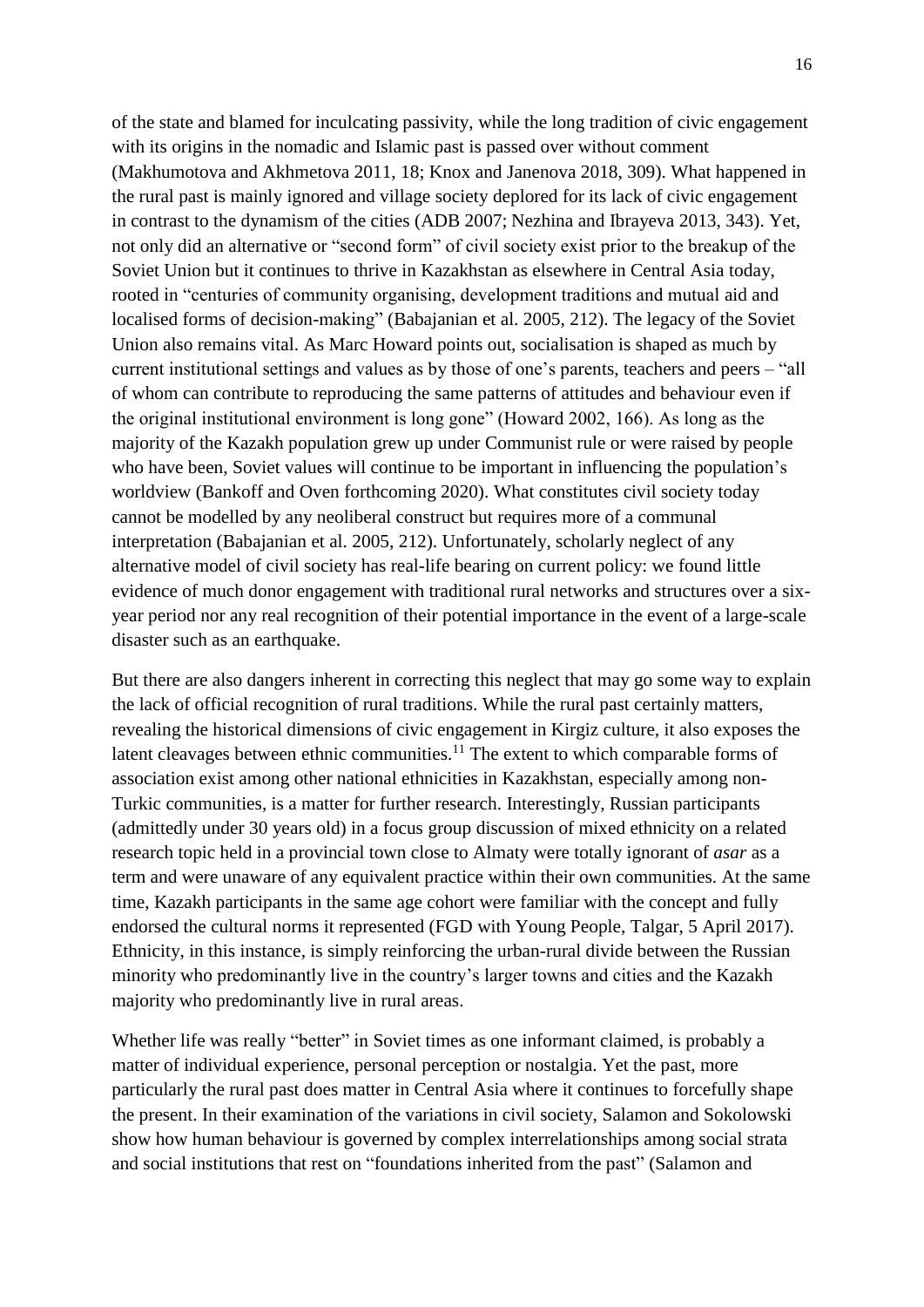of the state and blamed for inculcating passivity, while the long tradition of civic engagement with its origins in the nomadic and Islamic past is passed over without comment (Makhumotova and Akhmetova 2011, 18; Knox and Janenova 2018, 309). What happened in the rural past is mainly ignored and village society deplored for its lack of civic engagement in contrast to the dynamism of the cities (ADB 2007; Nezhina and Ibrayeva 2013, 343). Yet, not only did an alternative or "second form" of civil society exist prior to the breakup of the Soviet Union but it continues to thrive in Kazakhstan as elsewhere in Central Asia today, rooted in "centuries of community organising, development traditions and mutual aid and localised forms of decision-making" (Babajanian et al. 2005, 212). The legacy of the Soviet Union also remains vital. As Marc Howard points out, socialisation is shaped as much by current institutional settings and values as by those of one's parents, teachers and peers – "all of whom can contribute to reproducing the same patterns of attitudes and behaviour even if the original institutional environment is long gone" (Howard 2002, 166). As long as the majority of the Kazakh population grew up under Communist rule or were raised by people who have been, Soviet values will continue to be important in influencing the population's worldview (Bankoff and Oven forthcoming 2020). What constitutes civil society today cannot be modelled by any neoliberal construct but requires more of a communal interpretation (Babajanian et al. 2005, 212). Unfortunately, scholarly neglect of any alternative model of civil society has real-life bearing on current policy: we found little evidence of much donor engagement with traditional rural networks and structures over a six-year period nor any real recognition of their potential importance in the event of a large-scale disaster such as an earthquake.

But there are also dangers inherent in correcting this neglect that may go some way to explain the lack of official recognition of rural traditions. While the rural past certainly matters, revealing the historical dimensions of civic engagement in Kirgiz culture, it also exposes the latent cleavages between ethnic communities.[11] The extent to which comparable forms of association exist among other national ethnicities in Kazakhstan, especially among non-Turkic communities, is a matter for further research. Interestingly, Russian participants (admittedly under 30 years old) in a focus group discussion of mixed ethnicity on a related research topic held in a provincial town close to Almaty were totally ignorant of *asar* as a term and were unaware of any equivalent practice within their own communities. At the same time, Kazakh participants in the same age cohort were familiar with the concept and fully endorsed the cultural norms it represented (FGD with Young People, Talgar, 5 April 2017). Ethnicity, in this instance, is simply reinforcing the urban-rural divide between the Russian minority who predominantly live in the country's larger towns and cities and the Kazakh majority who predominantly live in rural areas.

Whether life was really "better" in Soviet times as one informant claimed, is probably a matter of individual experience, personal perception or nostalgia. Yet the past, more particularly the rural past does matter in Central Asia where it continues to forcefully shape the present. In their examination of the variations in civil society, Salamon and Sokolowski show how human behaviour is governed by complex interrelationships among social strata and social institutions that rest on "foundations inherited from the past" (Salamon and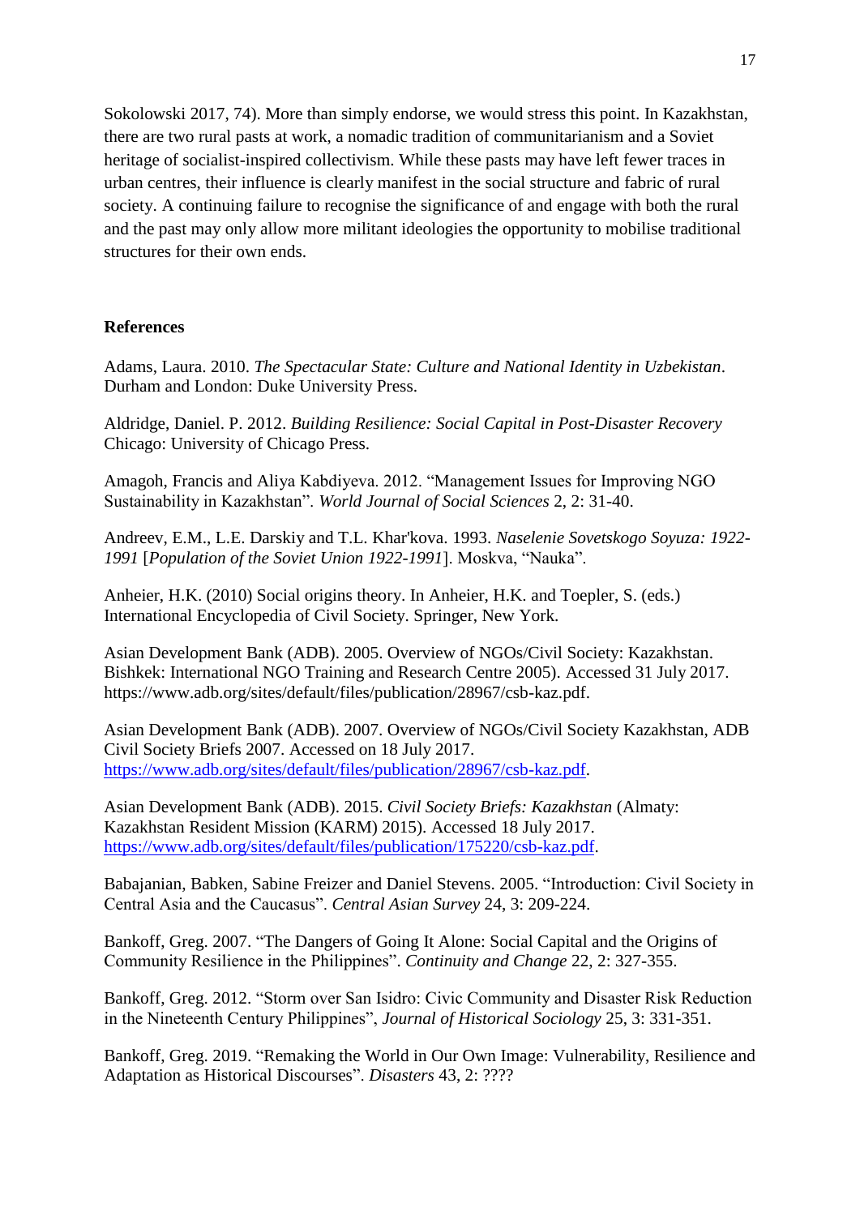Sokolowski 2017, 74). More than simply endorse, we would stress this point. In Kazakhstan, there are two rural pasts at work, a nomadic tradition of communitarianism and a Soviet heritage of socialist-inspired collectivism. While these pasts may have left fewer traces in urban centres, their influence is clearly manifest in the social structure and fabric of rural society. A continuing failure to recognise the significance of and engage with both the rural and the past may only allow more militant ideologies the opportunity to mobilise traditional structures for their own ends.

## References

Adams, Laura. 2010. *The Spectacular State: Culture and National Identity in Uzbekistan*. Durham and London: Duke University Press.

Aldridge, Daniel. P. 2012. *Building Resilience: Social Capital in Post-Disaster Recovery* Chicago: University of Chicago Press.

Amagoh, Francis and Aliya Kabdiyeva. 2012. "Management Issues for Improving NGO Sustainability in Kazakhstan". *World Journal of Social Sciences* 2, 2: 31-40.

Andreev, E.M., L.E. Darskiy and T.L. Khar'kova. 1993. *Naselenie Sovetskogo Soyuza: 1922-1991* [*Population of the Soviet Union 1922-1991*]. Moskva, "Nauka".

Anheier, H.K. (2010) Social origins theory. In Anheier, H.K. and Toepler, S. (eds.) International Encyclopedia of Civil Society. Springer, New York.

Asian Development Bank (ADB). 2005. Overview of NGOs/Civil Society: Kazakhstan. Bishkek: International NGO Training and Research Centre 2005). Accessed 31 July 2017. https://www.adb.org/sites/default/files/publication/28967/csb-kaz.pdf.

Asian Development Bank (ADB). 2007. Overview of NGOs/Civil Society Kazakhstan, ADB Civil Society Briefs 2007. Accessed on 18 July 2017. https://www.adb.org/sites/default/files/publication/28967/csb-kaz.pdf.

Asian Development Bank (ADB). 2015. *Civil Society Briefs: Kazakhstan* (Almaty: Kazakhstan Resident Mission (KARM) 2015). Accessed 18 July 2017. https://www.adb.org/sites/default/files/publication/175220/csb-kaz.pdf.

Babajanian, Babken, Sabine Freizer and Daniel Stevens. 2005. "Introduction: Civil Society in Central Asia and the Caucasus". *Central Asian Survey* 24, 3: 209-224.

Bankoff, Greg. 2007. "The Dangers of Going It Alone: Social Capital and the Origins of Community Resilience in the Philippines". *Continuity and Change* 22, 2: 327-355.

Bankoff, Greg. 2012. "Storm over San Isidro: Civic Community and Disaster Risk Reduction in the Nineteenth Century Philippines", *Journal of Historical Sociology* 25, 3: 331-351.

Bankoff, Greg. 2019. "Remaking the World in Our Own Image: Vulnerability, Resilience and Adaptation as Historical Discourses". *Disasters* 43, 2: ????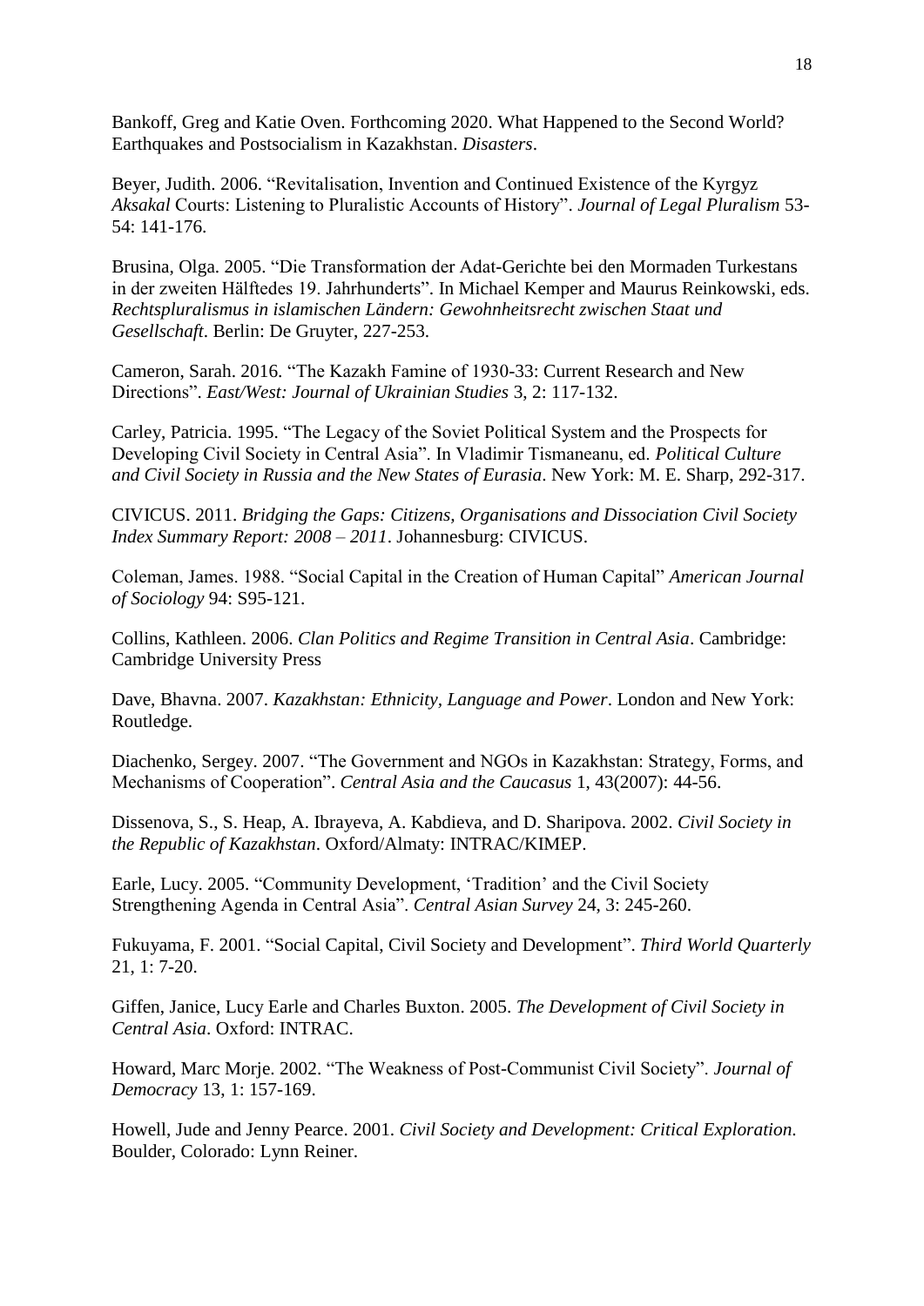Bankoff, Greg and Katie Oven. Forthcoming 2020. What Happened to the Second World? Earthquakes and Postsocialism in Kazakhstan. *Disasters*.

Beyer, Judith. 2006. "Revitalisation, Invention and Continued Existence of the Kyrgyz *Aksakal* Courts: Listening to Pluralistic Accounts of History". *Journal of Legal Pluralism* 53-54: 141-176.

Brusina, Olga. 2005. "Die Transformation der Adat-Gerichte bei den Mormaden Turkestans in der zweiten Hälftedes 19. Jahrhunderts". In Michael Kemper and Maurus Reinkowski, eds. *Rechtspluralismus in islamischen Ländern: Gewohnheitsrecht zwischen Staat und Gesellschaft*. Berlin: De Gruyter, 227-253.

Cameron, Sarah. 2016. "The Kazakh Famine of 1930-33: Current Research and New Directions". *East/West: Journal of Ukrainian Studies* 3, 2: 117-132.

Carley, Patricia. 1995. "The Legacy of the Soviet Political System and the Prospects for Developing Civil Society in Central Asia". In Vladimir Tismaneanu, ed. *Political Culture and Civil Society in Russia and the New States of Eurasia*. New York: M. E. Sharp, 292-317.

CIVICUS. 2011. *Bridging the Gaps: Citizens, Organisations and Dissociation Civil Society Index Summary Report: 2008 – 2011*. Johannesburg: CIVICUS.

Coleman, James. 1988. "Social Capital in the Creation of Human Capital" *American Journal of Sociology* 94: S95-121.

Collins, Kathleen. 2006. *Clan Politics and Regime Transition in Central Asia*. Cambridge: Cambridge University Press

Dave, Bhavna. 2007. *Kazakhstan: Ethnicity, Language and Power*. London and New York: Routledge.

Diachenko, Sergey. 2007. "The Government and NGOs in Kazakhstan: Strategy, Forms, and Mechanisms of Cooperation". *Central Asia and the Caucasus* 1, 43(2007): 44-56.

Dissenova, S., S. Heap, A. Ibrayeva, A. Kabdieva, and D. Sharipova. 2002. *Civil Society in the Republic of Kazakhstan*. Oxford/Almaty: INTRAC/KIMEP.

Earle, Lucy. 2005. "Community Development, 'Tradition' and the Civil Society Strengthening Agenda in Central Asia". *Central Asian Survey* 24, 3: 245-260.

Fukuyama, F. 2001. "Social Capital, Civil Society and Development". *Third World Quarterly* 21, 1: 7-20.

Giffen, Janice, Lucy Earle and Charles Buxton. 2005. *The Development of Civil Society in Central Asia*. Oxford: INTRAC.

Howard, Marc Morje. 2002. "The Weakness of Post-Communist Civil Society". *Journal of Democracy* 13, 1: 157-169.

Howell, Jude and Jenny Pearce. 2001. *Civil Society and Development: Critical Exploration*. Boulder, Colorado: Lynn Reiner.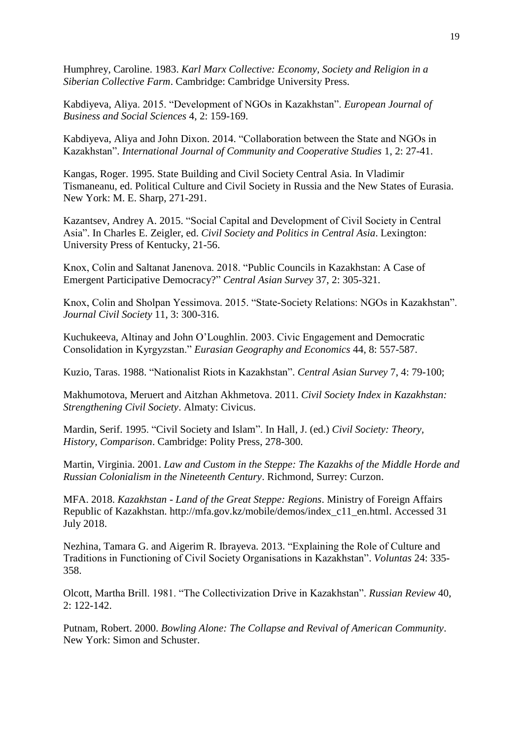Humphrey, Caroline. 1983. *Karl Marx Collective: Economy, Society and Religion in a Siberian Collective Farm*. Cambridge: Cambridge University Press.

Kabdiyeva, Aliya. 2015. "Development of NGOs in Kazakhstan". *European Journal of Business and Social Sciences* 4, 2: 159-169.

Kabdiyeva, Aliya and John Dixon. 2014. "Collaboration between the State and NGOs in Kazakhstan". *International Journal of Community and Cooperative Studies* 1, 2: 27-41.

Kangas, Roger. 1995. State Building and Civil Society Central Asia. In Vladimir Tismaneanu, ed. Political Culture and Civil Society in Russia and the New States of Eurasia. New York: M. E. Sharp, 271-291.

Kazantsev, Andrey A. 2015. "Social Capital and Development of Civil Society in Central Asia". In Charles E. Zeigler, ed. *Civil Society and Politics in Central Asia*. Lexington: University Press of Kentucky, 21-56.

Knox, Colin and Saltanat Janenova. 2018. "Public Councils in Kazakhstan: A Case of Emergent Participative Democracy?" *Central Asian Survey* 37, 2: 305-321.

Knox, Colin and Sholpan Yessimova. 2015. "State-Society Relations: NGOs in Kazakhstan". *Journal Civil Society* 11, 3: 300-316.

Kuchukeeva, Altinay and John O'Loughlin. 2003. Civic Engagement and Democratic Consolidation in Kyrgyzstan." *Eurasian Geography and Economics* 44, 8: 557-587.

Kuzio, Taras. 1988. "Nationalist Riots in Kazakhstan". *Central Asian Survey* 7, 4: 79-100;

Makhumotova, Meruert and Aitzhan Akhmetova. 2011. *Civil Society Index in Kazakhstan: Strengthening Civil Society*. Almaty: Civicus.

Mardin, Serif. 1995. "Civil Society and Islam". In Hall, J. (ed.) *Civil Society: Theory, History, Comparison*. Cambridge: Polity Press, 278-300.

Martin, Virginia. 2001. *Law and Custom in the Steppe: The Kazakhs of the Middle Horde and Russian Colonialism in the Nineteenth Century*. Richmond, Surrey: Curzon.

MFA. 2018. *Kazakhstan - Land of the Great Steppe: Regions*. Ministry of Foreign Affairs Republic of Kazakhstan. http://mfa.gov.kz/mobile/demos/index_c11_en.html. Accessed 31 July 2018.

Nezhina, Tamara G. and Aigerim R. Ibrayeva. 2013. "Explaining the Role of Culture and Traditions in Functioning of Civil Society Organisations in Kazakhstan". *Voluntas* 24: 335-358.

Olcott, Martha Brill. 1981. "The Collectivization Drive in Kazakhstan". *Russian Review* 40, 2: 122-142.

Putnam, Robert. 2000. *Bowling Alone: The Collapse and Revival of American Community*. New York: Simon and Schuster.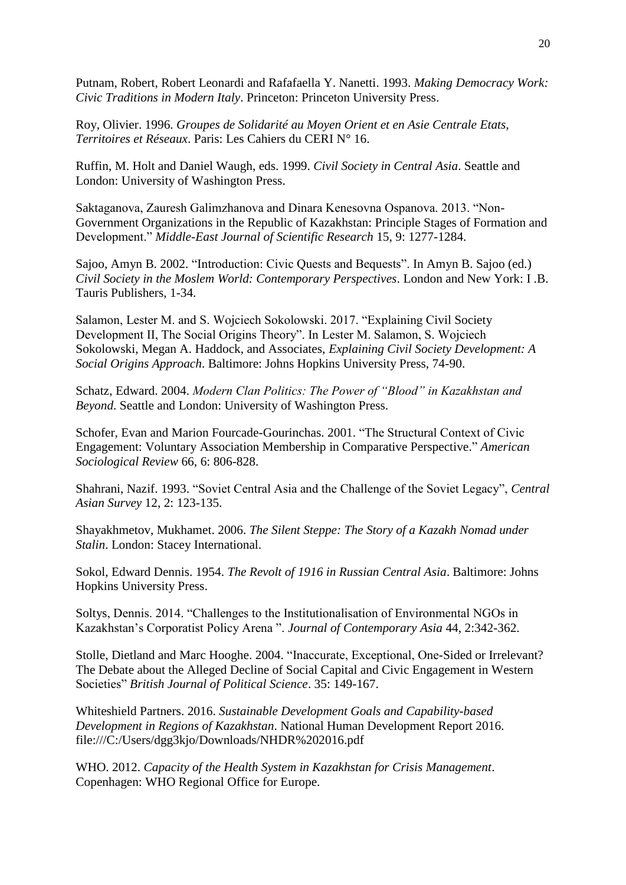Putnam, Robert, Robert Leonardi and Rafafaella Y. Nanetti. 1993. *Making Democracy Work: Civic Traditions in Modern Italy*. Princeton: Princeton University Press.

Roy, Olivier. 1996. *Groupes de Solidarité au Moyen Orient et en Asie Centrale Etats, Territoires et Réseaux*. Paris: Les Cahiers du CERI N° 16.

Ruffin, M. Holt and Daniel Waugh, eds. 1999. *Civil Society in Central Asia*. Seattle and London: University of Washington Press.

Saktaganova, Zauresh Galimzhanova and Dinara Kenesovna Ospanova. 2013. "Non-Government Organizations in the Republic of Kazakhstan: Principle Stages of Formation and Development." *Middle-East Journal of Scientific Research* 15, 9: 1277-1284.

Sajoo, Amyn B. 2002. "Introduction: Civic Quests and Bequests". In Amyn B. Sajoo (ed.) *Civil Society in the Moslem World: Contemporary Perspectives*. London and New York: I .B. Tauris Publishers, 1-34.

Salamon, Lester M. and S. Wojciech Sokolowski. 2017. "Explaining Civil Society Development II, The Social Origins Theory". In Lester M. Salamon, S. Wojciech Sokolowski, Megan A. Haddock, and Associates, *Explaining Civil Society Development: A Social Origins Approach*. Baltimore: Johns Hopkins University Press, 74-90.

Schatz, Edward. 2004. *Modern Clan Politics: The Power of "Blood" in Kazakhstan and Beyond*. Seattle and London: University of Washington Press.

Schofer, Evan and Marion Fourcade-Gourinchas. 2001. "The Structural Context of Civic Engagement: Voluntary Association Membership in Comparative Perspective." *American Sociological Review* 66, 6: 806-828.

Shahrani, Nazif. 1993. "Soviet Central Asia and the Challenge of the Soviet Legacy", *Central Asian Survey* 12, 2: 123-135.

Shayakhmetov, Mukhamet. 2006. *The Silent Steppe: The Story of a Kazakh Nomad under Stalin*. London: Stacey International.

Sokol, Edward Dennis. 1954. *The Revolt of 1916 in Russian Central Asia*. Baltimore: Johns Hopkins University Press.

Soltys, Dennis. 2014. "Challenges to the Institutionalisation of Environmental NGOs in Kazakhstan's Corporatist Policy Arena ". *Journal of Contemporary Asia* 44, 2:342-362.

Stolle, Dietland and Marc Hooghe. 2004. "Inaccurate, Exceptional, One-Sided or Irrelevant? The Debate about the Alleged Decline of Social Capital and Civic Engagement in Western Societies" *British Journal of Political Science*. 35: 149-167.

Whiteshield Partners. 2016. *Sustainable Development Goals and Capability-based Development in Regions of Kazakhstan*. National Human Development Report 2016. file:///C:/Users/dgg3kjo/Downloads/NHDR%202016.pdf

WHO. 2012. *Capacity of the Health System in Kazakhstan for Crisis Management*. Copenhagen: WHO Regional Office for Europe.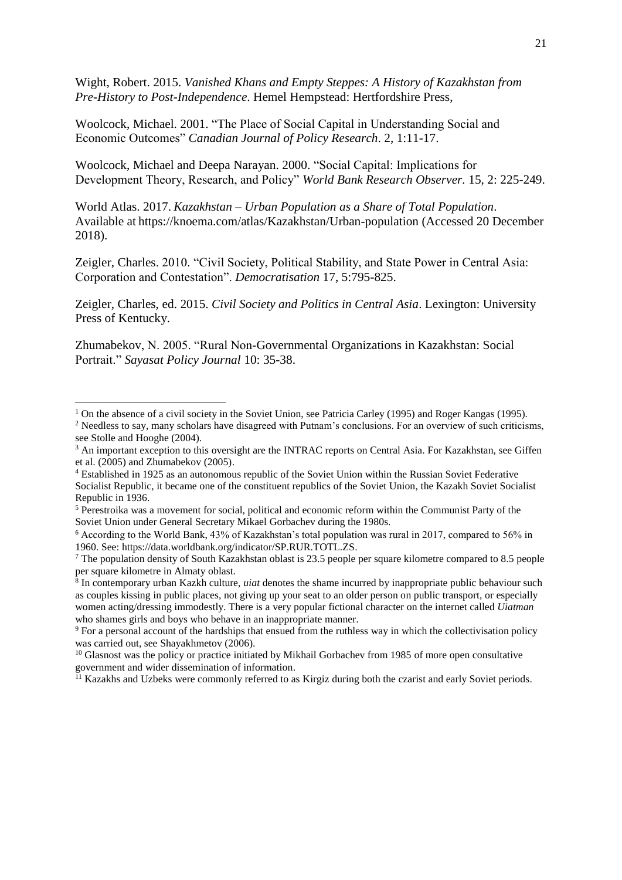Wight, Robert. 2015. *Vanished Khans and Empty Steppes: A History of Kazakhstan from Pre-History to Post-Independence*. Hemel Hempstead: Hertfordshire Press,

Woolcock, Michael. 2001. "The Place of Social Capital in Understanding Social and Economic Outcomes" *Canadian Journal of Policy Research*. 2, 1:11-17.

Woolcock, Michael and Deepa Narayan. 2000. "Social Capital: Implications for Development Theory, Research, and Policy" *World Bank Research Observer.* 15, 2: 225-249.

World Atlas. 2017. *Kazakhstan – Urban Population as a Share of Total Population*. Available at https://knoema.com/atlas/Kazakhstan/Urban-population (Accessed 20 December 2018).

Zeigler, Charles. 2010. "Civil Society, Political Stability, and State Power in Central Asia: Corporation and Contestation". *Democratisation* 17, 5:795-825.

Zeigler, Charles, ed. 2015. *Civil Society and Politics in Central Asia*. Lexington: University Press of Kentucky.

Zhumabekov, N. 2005. "Rural Non-Governmental Organizations in Kazakhstan: Social Portrait." *Sayasat Policy Journal* 10: 35-38.

---

[1] On the absence of a civil society in the Soviet Union, see Patricia Carley (1995) and Roger Kangas (1995).

[2] Needless to say, many scholars have disagreed with Putnam's conclusions. For an overview of such criticisms, see Stolle and Hooghe (2004).

[3] An important exception to this oversight are the INTRAC reports on Central Asia. For Kazakhstan, see Giffen et al. (2005) and Zhumabekov (2005).

[4] Established in 1925 as an autonomous republic of the Soviet Union within the Russian Soviet Federative Socialist Republic, it became one of the constituent republics of the Soviet Union, the Kazakh Soviet Socialist Republic in 1936.

[5] Perestroika was a movement for social, political and economic reform within the Communist Party of the Soviet Union under General Secretary Mikael Gorbachev during the 1980s.

[6] According to the World Bank, 43% of Kazakhstan's total population was rural in 2017, compared to 56% in 1960. See: https://data.worldbank.org/indicator/SP.RUR.TOTL.ZS.

[7] The population density of South Kazakhstan oblast is 23.5 people per square kilometre compared to 8.5 people per square kilometre in Almaty oblast.

[8] In contemporary urban Kazkh culture, *uiat* denotes the shame incurred by inappropriate public behaviour such as couples kissing in public places, not giving up your seat to an older person on public transport, or especially women acting/dressing immodestly. There is a very popular fictional character on the internet called *Uiatman* who shames girls and boys who behave in an inappropriate manner.

[9] For a personal account of the hardships that ensued from the ruthless way in which the collectivisation policy was carried out, see Shayakhmetov (2006).

[10] Glasnost was the policy or practice initiated by Mikhail Gorbachev from 1985 of more open consultative government and wider dissemination of information.

[11] Kazakhs and Uzbeks were commonly referred to as Kirgiz during both the czarist and early Soviet periods.